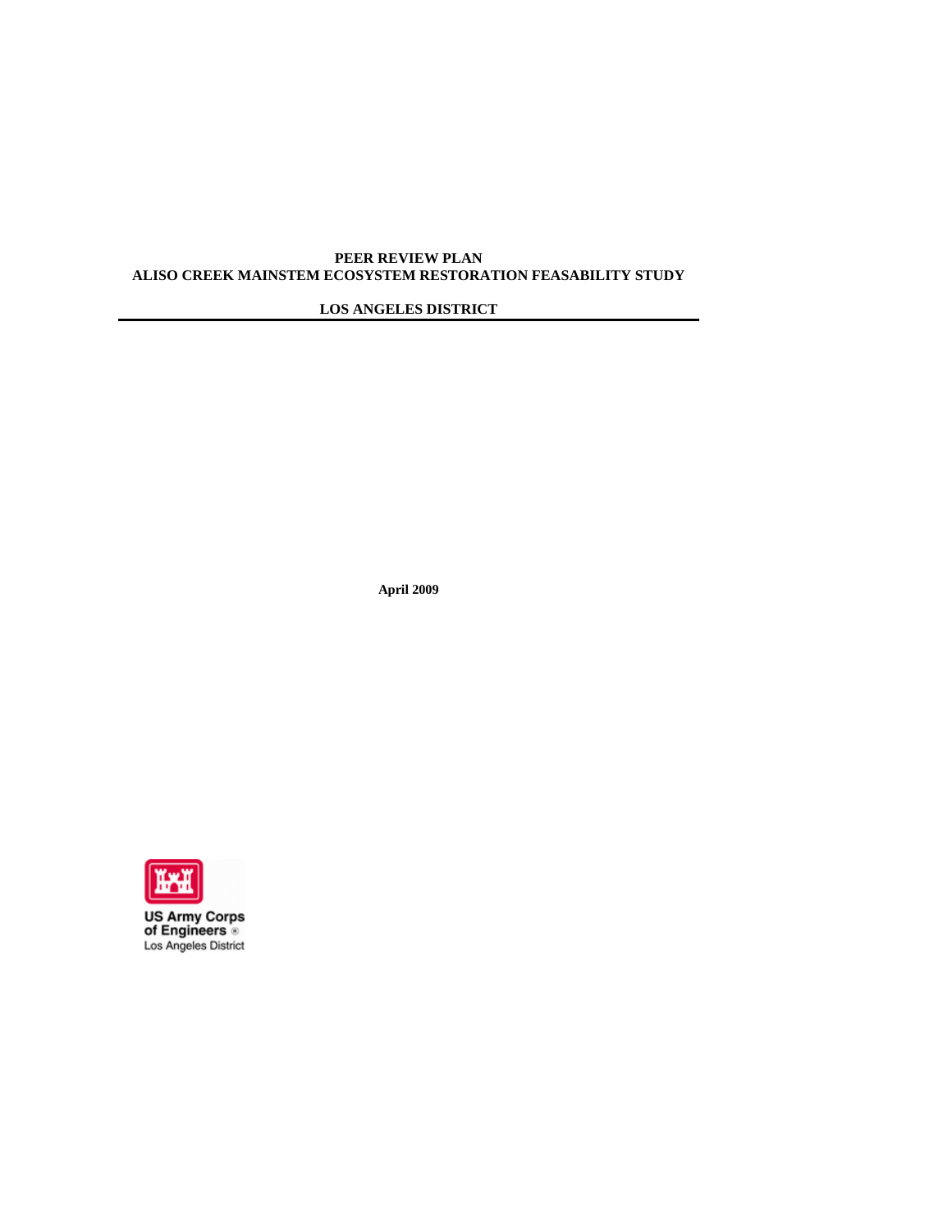# PEER REVIEW PLAN
# ALISO CREEK MAINSTEM ECOSYSTEM RESTORATION FEASABILITY STUDY

## LOS ANGELES DISTRICT

---

**April 2009**

US Army Corps
of Engineers ®
Los Angeles District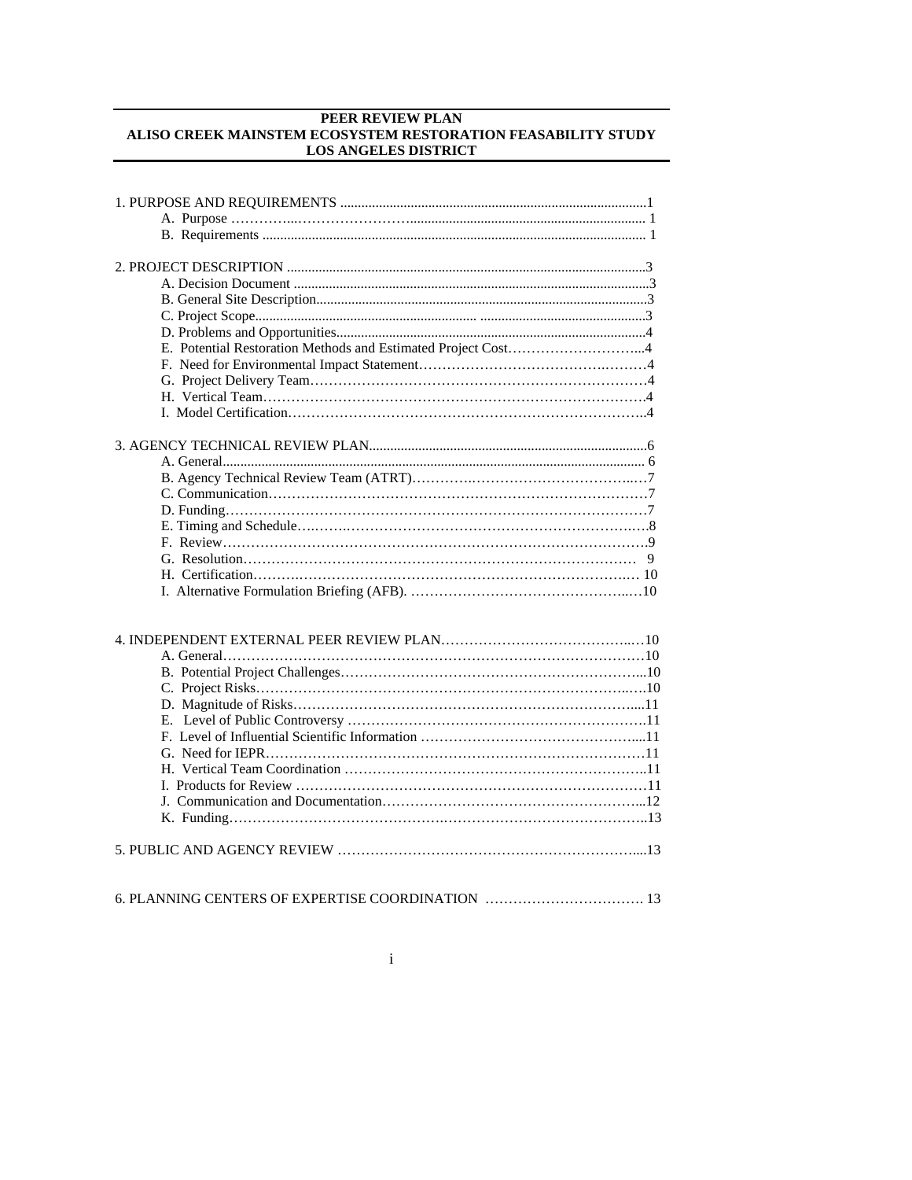**PEER REVIEW PLAN**
**ALISO CREEK MAINSTEM ECOSYSTEM RESTORATION FEASABILITY STUDY**
**LOS ANGELES DISTRICT**

1. PURPOSE AND REQUIREMENTS ....1
   - A. Purpose .... 1
   - B. Requirements .... 1

2. PROJECT DESCRIPTION ....3
   - A. Decision Document ....3
   - B. General Site Description....3
   - C. Project Scope....3
   - D. Problems and Opportunities....4
   - E. Potential Restoration Methods and Estimated Project Cost....4
   - F. Need for Environmental Impact Statement....4
   - G. Project Delivery Team....4
   - H. Vertical Team....4
   - I. Model Certification....4

3. AGENCY TECHNICAL REVIEW PLAN....6
   - A. General.... 6
   - B. Agency Technical Review Team (ATRT)....7
   - C. Communication....7
   - D. Funding....7
   - E. Timing and Schedule....8
   - F. Review....9
   - G. Resolution.... 9
   - H. Certification.... 10
   - I. Alternative Formulation Briefing (AFB). ....10

4. INDEPENDENT EXTERNAL PEER REVIEW PLAN....10
   - A. General....10
   - B. Potential Project Challenges....10
   - C. Project Risks....10
   - D. Magnitude of Risks....11
   - E. Level of Public Controversy ....11
   - F. Level of Influential Scientific Information ....11
   - G. Need for IEPR....11
   - H. Vertical Team Coordination ....11
   - I. Products for Review ....11
   - J. Communication and Documentation....12
   - K. Funding....13

5. PUBLIC AND AGENCY REVIEW ....13

6. PLANNING CENTERS OF EXPERTISE COORDINATION .... 13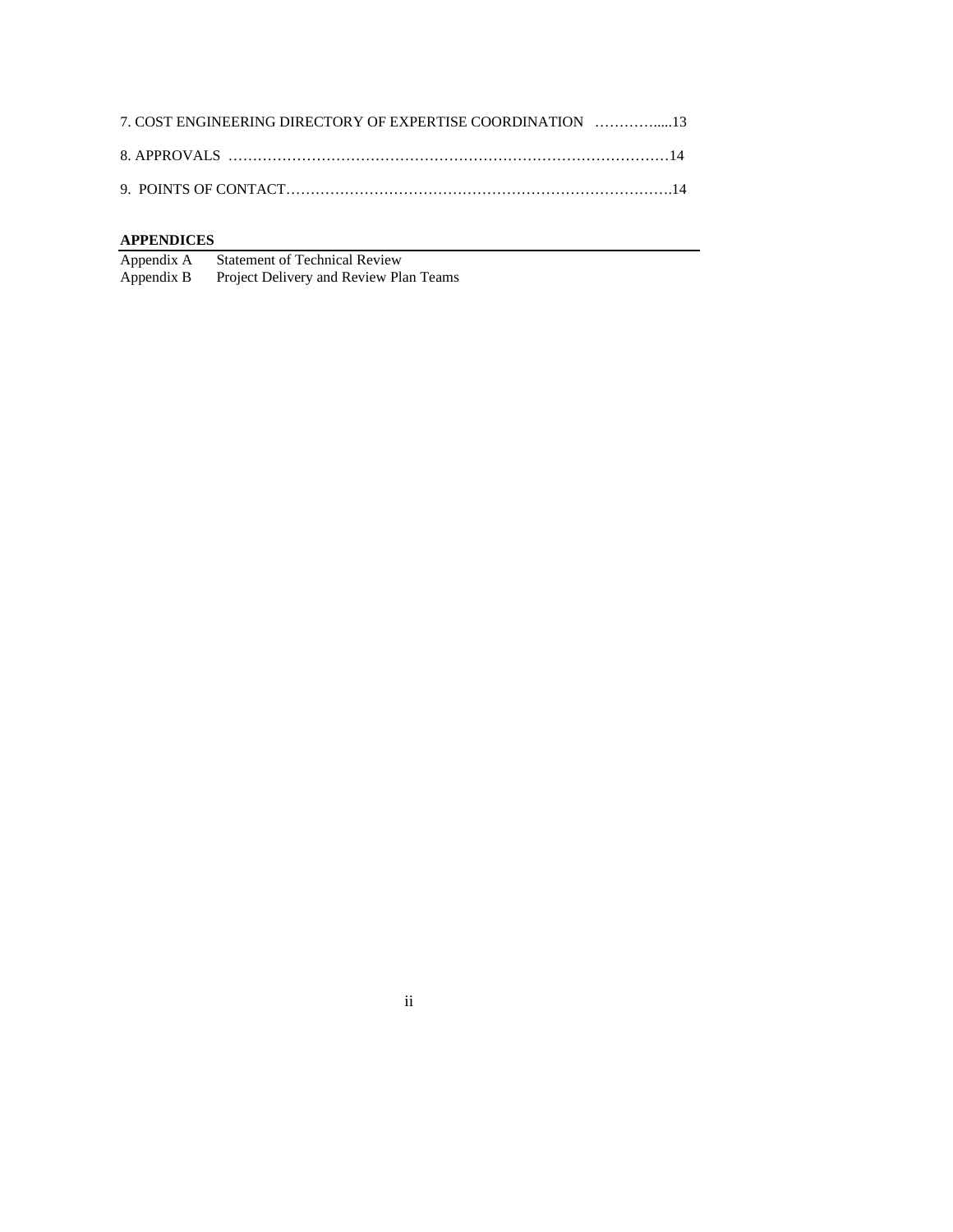7. COST ENGINEERING DIRECTORY OF EXPERTISE COORDINATION …………......13

8. APPROVALS ………………………………………………………………………………14

9. POINTS OF CONTACT……………………………………………………………………….14

**APPENDICES**

Appendix A Statement of Technical Review
Appendix B Project Delivery and Review Plan Teams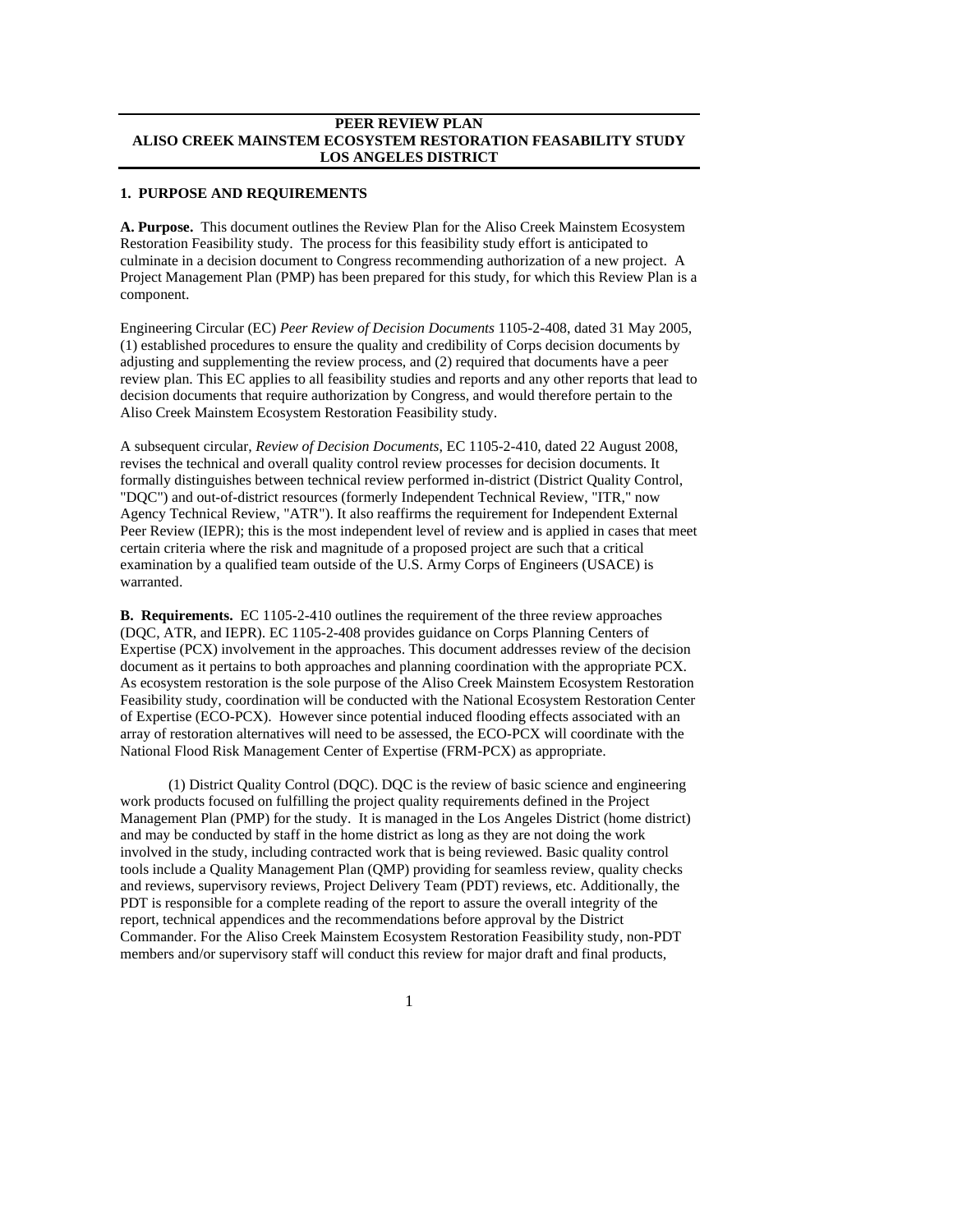**PEER REVIEW PLAN**
**ALISO CREEK MAINSTEM ECOSYSTEM RESTORATION FEASABILITY STUDY**
**LOS ANGELES DISTRICT**

## 1. PURPOSE AND REQUIREMENTS

**A. Purpose.** This document outlines the Review Plan for the Aliso Creek Mainstem Ecosystem Restoration Feasibility study. The process for this feasibility study effort is anticipated to culminate in a decision document to Congress recommending authorization of a new project. A Project Management Plan (PMP) has been prepared for this study, for which this Review Plan is a component.

Engineering Circular (EC) *Peer Review of Decision Documents* 1105-2-408, dated 31 May 2005, (1) established procedures to ensure the quality and credibility of Corps decision documents by adjusting and supplementing the review process, and (2) required that documents have a peer review plan. This EC applies to all feasibility studies and reports and any other reports that lead to decision documents that require authorization by Congress, and would therefore pertain to the Aliso Creek Mainstem Ecosystem Restoration Feasibility study.

A subsequent circular, *Review of Decision Documents*, EC 1105-2-410, dated 22 August 2008, revises the technical and overall quality control review processes for decision documents. It formally distinguishes between technical review performed in-district (District Quality Control, "DQC") and out-of-district resources (formerly Independent Technical Review, "ITR," now Agency Technical Review, "ATR"). It also reaffirms the requirement for Independent External Peer Review (IEPR); this is the most independent level of review and is applied in cases that meet certain criteria where the risk and magnitude of a proposed project are such that a critical examination by a qualified team outside of the U.S. Army Corps of Engineers (USACE) is warranted.

**B. Requirements.** EC 1105-2-410 outlines the requirement of the three review approaches (DQC, ATR, and IEPR). EC 1105-2-408 provides guidance on Corps Planning Centers of Expertise (PCX) involvement in the approaches. This document addresses review of the decision document as it pertains to both approaches and planning coordination with the appropriate PCX. As ecosystem restoration is the sole purpose of the Aliso Creek Mainstem Ecosystem Restoration Feasibility study, coordination will be conducted with the National Ecosystem Restoration Center of Expertise (ECO-PCX). However since potential induced flooding effects associated with an array of restoration alternatives will need to be assessed, the ECO-PCX will coordinate with the National Flood Risk Management Center of Expertise (FRM-PCX) as appropriate.

(1) District Quality Control (DQC). DQC is the review of basic science and engineering work products focused on fulfilling the project quality requirements defined in the Project Management Plan (PMP) for the study. It is managed in the Los Angeles District (home district) and may be conducted by staff in the home district as long as they are not doing the work involved in the study, including contracted work that is being reviewed. Basic quality control tools include a Quality Management Plan (QMP) providing for seamless review, quality checks and reviews, supervisory reviews, Project Delivery Team (PDT) reviews, etc. Additionally, the PDT is responsible for a complete reading of the report to assure the overall integrity of the report, technical appendices and the recommendations before approval by the District Commander. For the Aliso Creek Mainstem Ecosystem Restoration Feasibility study, non-PDT members and/or supervisory staff will conduct this review for major draft and final products,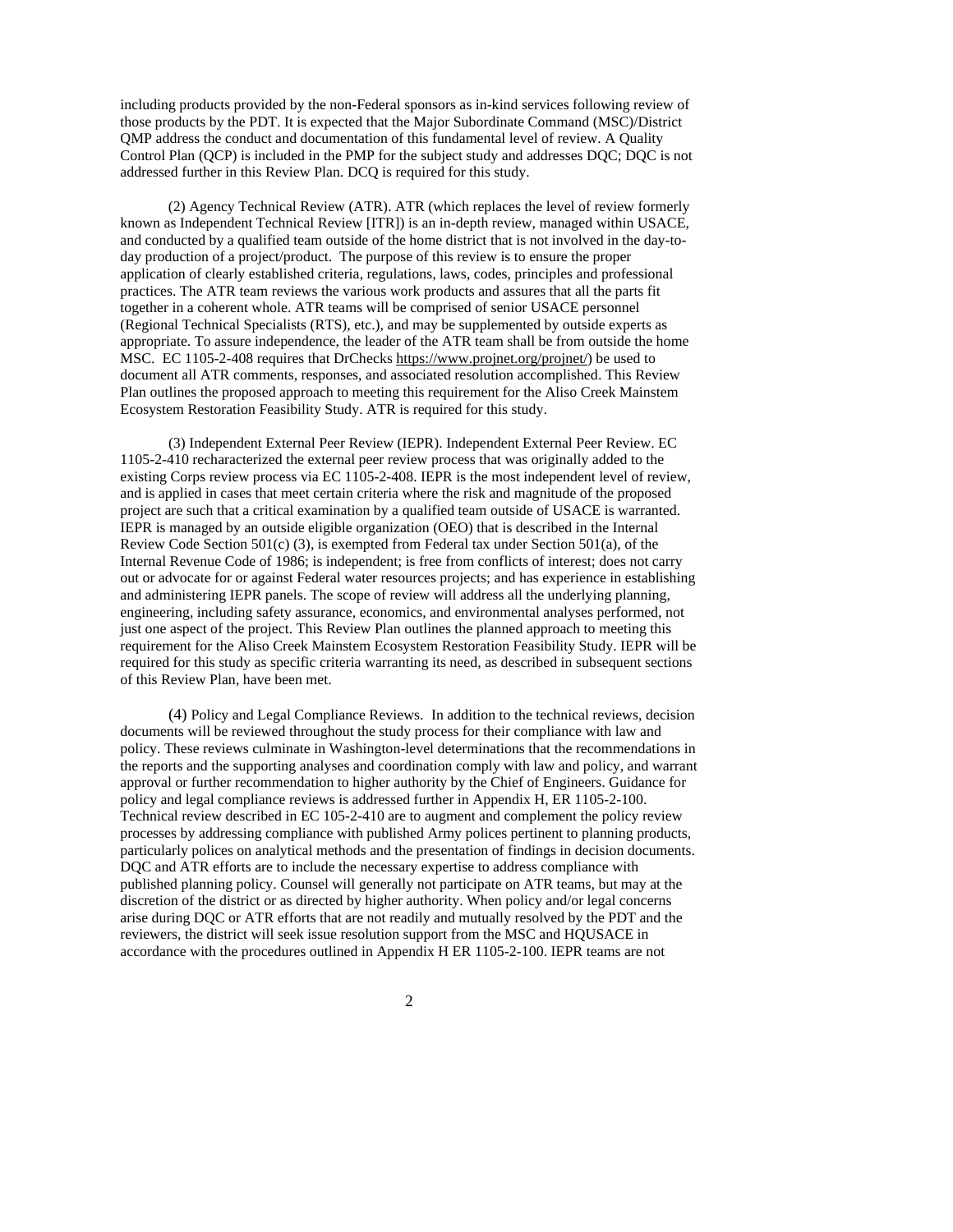including products provided by the non-Federal sponsors as in-kind services following review of those products by the PDT. It is expected that the Major Subordinate Command (MSC)/District QMP address the conduct and documentation of this fundamental level of review. A Quality Control Plan (QCP) is included in the PMP for the subject study and addresses DQC; DQC is not addressed further in this Review Plan. DCQ is required for this study.

(2) Agency Technical Review (ATR). ATR (which replaces the level of review formerly known as Independent Technical Review [ITR]) is an in-depth review, managed within USACE, and conducted by a qualified team outside of the home district that is not involved in the day-to-day production of a project/product. The purpose of this review is to ensure the proper application of clearly established criteria, regulations, laws, codes, principles and professional practices. The ATR team reviews the various work products and assures that all the parts fit together in a coherent whole. ATR teams will be comprised of senior USACE personnel (Regional Technical Specialists (RTS), etc.), and may be supplemented by outside experts as appropriate. To assure independence, the leader of the ATR team shall be from outside the home MSC. EC 1105-2-408 requires that DrChecks https://www.projnet.org/projnet/) be used to document all ATR comments, responses, and associated resolution accomplished. This Review Plan outlines the proposed approach to meeting this requirement for the Aliso Creek Mainstem Ecosystem Restoration Feasibility Study. ATR is required for this study.

(3) Independent External Peer Review (IEPR). Independent External Peer Review. EC 1105-2-410 recharacterized the external peer review process that was originally added to the existing Corps review process via EC 1105-2-408. IEPR is the most independent level of review, and is applied in cases that meet certain criteria where the risk and magnitude of the proposed project are such that a critical examination by a qualified team outside of USACE is warranted. IEPR is managed by an outside eligible organization (OEO) that is described in the Internal Review Code Section 501(c) (3), is exempted from Federal tax under Section 501(a), of the Internal Revenue Code of 1986; is independent; is free from conflicts of interest; does not carry out or advocate for or against Federal water resources projects; and has experience in establishing and administering IEPR panels. The scope of review will address all the underlying planning, engineering, including safety assurance, economics, and environmental analyses performed, not just one aspect of the project. This Review Plan outlines the planned approach to meeting this requirement for the Aliso Creek Mainstem Ecosystem Restoration Feasibility Study. IEPR will be required for this study as specific criteria warranting its need, as described in subsequent sections of this Review Plan, have been met.

(4) Policy and Legal Compliance Reviews. In addition to the technical reviews, decision documents will be reviewed throughout the study process for their compliance with law and policy. These reviews culminate in Washington-level determinations that the recommendations in the reports and the supporting analyses and coordination comply with law and policy, and warrant approval or further recommendation to higher authority by the Chief of Engineers. Guidance for policy and legal compliance reviews is addressed further in Appendix H, ER 1105-2-100. Technical review described in EC 105-2-410 are to augment and complement the policy review processes by addressing compliance with published Army polices pertinent to planning products, particularly polices on analytical methods and the presentation of findings in decision documents. DQC and ATR efforts are to include the necessary expertise to address compliance with published planning policy. Counsel will generally not participate on ATR teams, but may at the discretion of the district or as directed by higher authority. When policy and/or legal concerns arise during DQC or ATR efforts that are not readily and mutually resolved by the PDT and the reviewers, the district will seek issue resolution support from the MSC and HQUSACE in accordance with the procedures outlined in Appendix H ER 1105-2-100. IEPR teams are not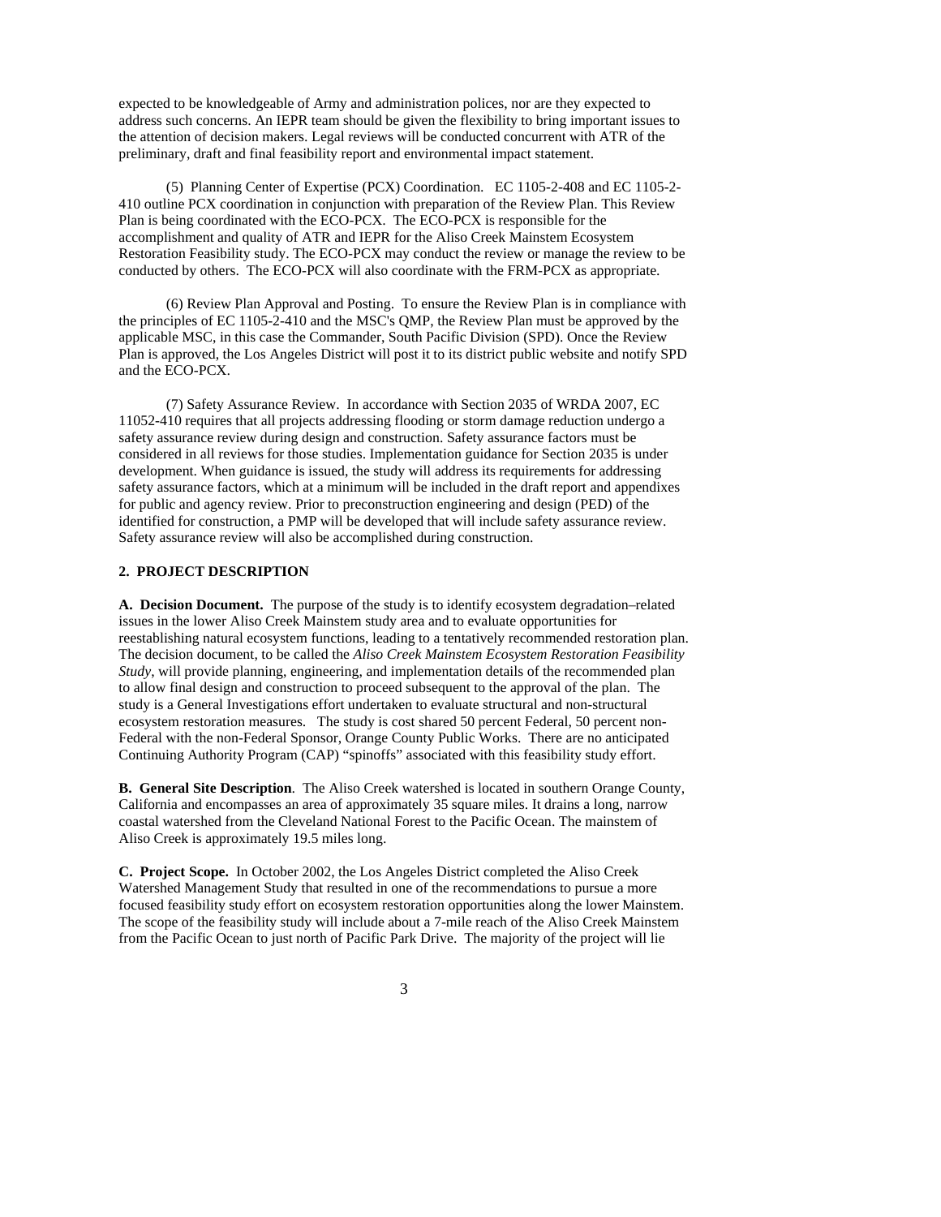expected to be knowledgeable of Army and administration polices, nor are they expected to address such concerns. An IEPR team should be given the flexibility to bring important issues to the attention of decision makers. Legal reviews will be conducted concurrent with ATR of the preliminary, draft and final feasibility report and environmental impact statement.

(5) Planning Center of Expertise (PCX) Coordination. EC 1105-2-408 and EC 1105-2-410 outline PCX coordination in conjunction with preparation of the Review Plan. This Review Plan is being coordinated with the ECO-PCX. The ECO-PCX is responsible for the accomplishment and quality of ATR and IEPR for the Aliso Creek Mainstem Ecosystem Restoration Feasibility study. The ECO-PCX may conduct the review or manage the review to be conducted by others. The ECO-PCX will also coordinate with the FRM-PCX as appropriate.

(6) Review Plan Approval and Posting. To ensure the Review Plan is in compliance with the principles of EC 1105-2-410 and the MSC's QMP, the Review Plan must be approved by the applicable MSC, in this case the Commander, South Pacific Division (SPD). Once the Review Plan is approved, the Los Angeles District will post it to its district public website and notify SPD and the ECO-PCX.

(7) Safety Assurance Review. In accordance with Section 2035 of WRDA 2007, EC 11052-410 requires that all projects addressing flooding or storm damage reduction undergo a safety assurance review during design and construction. Safety assurance factors must be considered in all reviews for those studies. Implementation guidance for Section 2035 is under development. When guidance is issued, the study will address its requirements for addressing safety assurance factors, which at a minimum will be included in the draft report and appendixes for public and agency review. Prior to preconstruction engineering and design (PED) of the identified for construction, a PMP will be developed that will include safety assurance review. Safety assurance review will also be accomplished during construction.

## 2. PROJECT DESCRIPTION

**A. Decision Document.** The purpose of the study is to identify ecosystem degradation–related issues in the lower Aliso Creek Mainstem study area and to evaluate opportunities for reestablishing natural ecosystem functions, leading to a tentatively recommended restoration plan. The decision document, to be called the *Aliso Creek Mainstem Ecosystem Restoration Feasibility Study*, will provide planning, engineering, and implementation details of the recommended plan to allow final design and construction to proceed subsequent to the approval of the plan. The study is a General Investigations effort undertaken to evaluate structural and non-structural ecosystem restoration measures. The study is cost shared 50 percent Federal, 50 percent non-Federal with the non-Federal Sponsor, Orange County Public Works. There are no anticipated Continuing Authority Program (CAP) "spinoffs" associated with this feasibility study effort.

**B. General Site Description**. The Aliso Creek watershed is located in southern Orange County, California and encompasses an area of approximately 35 square miles. It drains a long, narrow coastal watershed from the Cleveland National Forest to the Pacific Ocean. The mainstem of Aliso Creek is approximately 19.5 miles long.

**C. Project Scope.** In October 2002, the Los Angeles District completed the Aliso Creek Watershed Management Study that resulted in one of the recommendations to pursue a more focused feasibility study effort on ecosystem restoration opportunities along the lower Mainstem. The scope of the feasibility study will include about a 7-mile reach of the Aliso Creek Mainstem from the Pacific Ocean to just north of Pacific Park Drive. The majority of the project will lie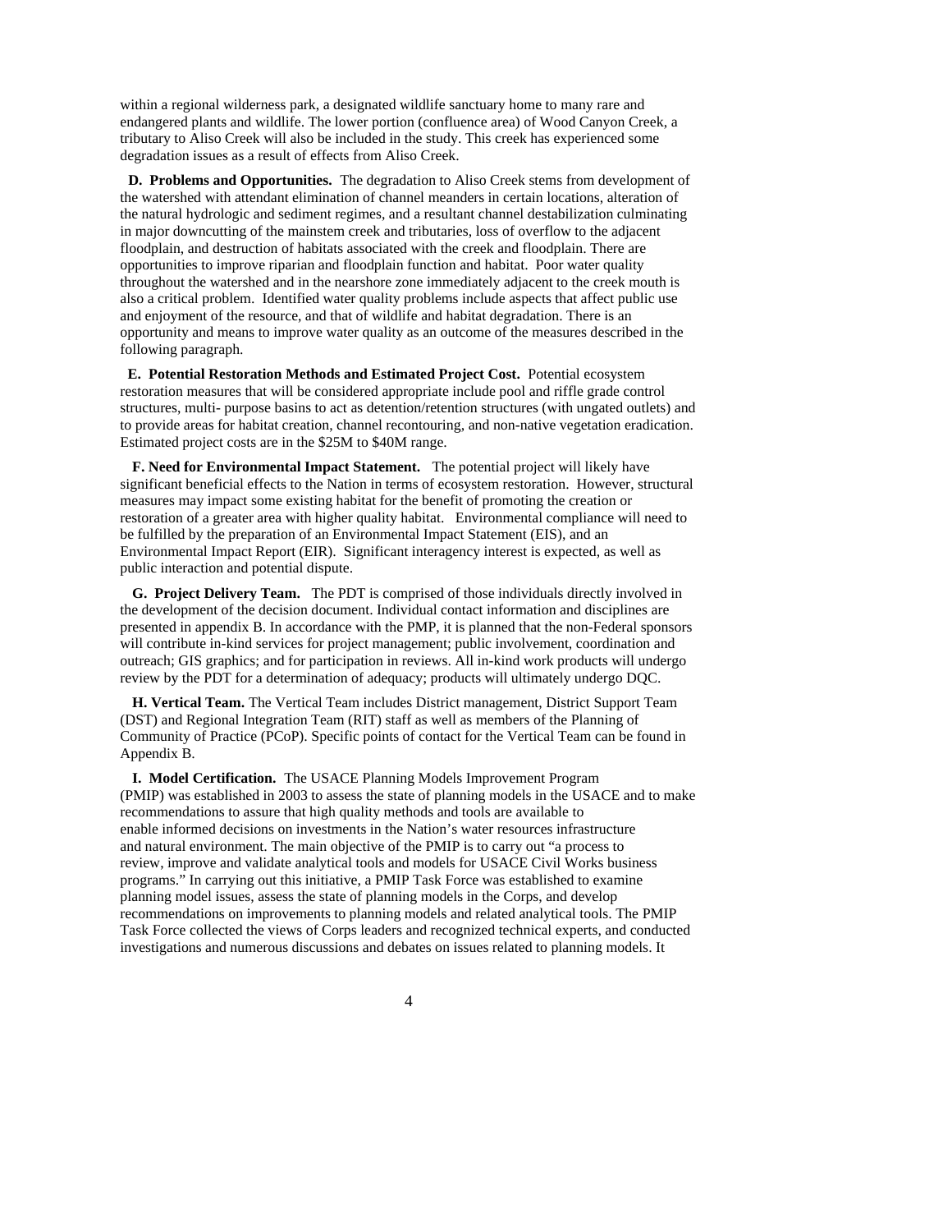within a regional wilderness park, a designated wildlife sanctuary home to many rare and endangered plants and wildlife. The lower portion (confluence area) of Wood Canyon Creek, a tributary to Aliso Creek will also be included in the study. This creek has experienced some degradation issues as a result of effects from Aliso Creek.

**D. Problems and Opportunities.** The degradation to Aliso Creek stems from development of the watershed with attendant elimination of channel meanders in certain locations, alteration of the natural hydrologic and sediment regimes, and a resultant channel destabilization culminating in major downcutting of the mainstem creek and tributaries, loss of overflow to the adjacent floodplain, and destruction of habitats associated with the creek and floodplain. There are opportunities to improve riparian and floodplain function and habitat. Poor water quality throughout the watershed and in the nearshore zone immediately adjacent to the creek mouth is also a critical problem. Identified water quality problems include aspects that affect public use and enjoyment of the resource, and that of wildlife and habitat degradation. There is an opportunity and means to improve water quality as an outcome of the measures described in the following paragraph.

**E. Potential Restoration Methods and Estimated Project Cost.** Potential ecosystem restoration measures that will be considered appropriate include pool and riffle grade control structures, multi- purpose basins to act as detention/retention structures (with ungated outlets) and to provide areas for habitat creation, channel recontouring, and non-native vegetation eradication. Estimated project costs are in the $25M to $40M range.

**F. Need for Environmental Impact Statement.** The potential project will likely have significant beneficial effects to the Nation in terms of ecosystem restoration. However, structural measures may impact some existing habitat for the benefit of promoting the creation or restoration of a greater area with higher quality habitat. Environmental compliance will need to be fulfilled by the preparation of an Environmental Impact Statement (EIS), and an Environmental Impact Report (EIR). Significant interagency interest is expected, as well as public interaction and potential dispute.

**G. Project Delivery Team.** The PDT is comprised of those individuals directly involved in the development of the decision document. Individual contact information and disciplines are presented in appendix B. In accordance with the PMP, it is planned that the non-Federal sponsors will contribute in-kind services for project management; public involvement, coordination and outreach; GIS graphics; and for participation in reviews. All in-kind work products will undergo review by the PDT for a determination of adequacy; products will ultimately undergo DQC.

**H. Vertical Team.** The Vertical Team includes District management, District Support Team (DST) and Regional Integration Team (RIT) staff as well as members of the Planning of Community of Practice (PCoP). Specific points of contact for the Vertical Team can be found in Appendix B.

**I. Model Certification.** The USACE Planning Models Improvement Program (PMIP) was established in 2003 to assess the state of planning models in the USACE and to make recommendations to assure that high quality methods and tools are available to enable informed decisions on investments in the Nation's water resources infrastructure and natural environment. The main objective of the PMIP is to carry out "a process to review, improve and validate analytical tools and models for USACE Civil Works business programs." In carrying out this initiative, a PMIP Task Force was established to examine planning model issues, assess the state of planning models in the Corps, and develop recommendations on improvements to planning models and related analytical tools. The PMIP Task Force collected the views of Corps leaders and recognized technical experts, and conducted investigations and numerous discussions and debates on issues related to planning models. It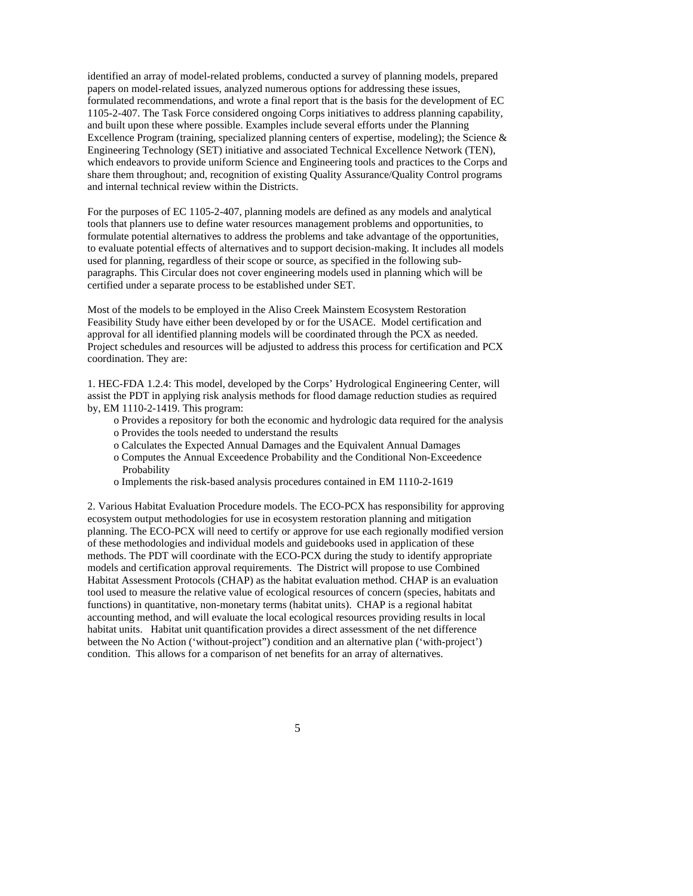identified an array of model-related problems, conducted a survey of planning models, prepared papers on model-related issues, analyzed numerous options for addressing these issues, formulated recommendations, and wrote a final report that is the basis for the development of EC 1105-2-407. The Task Force considered ongoing Corps initiatives to address planning capability, and built upon these where possible. Examples include several efforts under the Planning Excellence Program (training, specialized planning centers of expertise, modeling); the Science & Engineering Technology (SET) initiative and associated Technical Excellence Network (TEN), which endeavors to provide uniform Science and Engineering tools and practices to the Corps and share them throughout; and, recognition of existing Quality Assurance/Quality Control programs and internal technical review within the Districts.

For the purposes of EC 1105-2-407, planning models are defined as any models and analytical tools that planners use to define water resources management problems and opportunities, to formulate potential alternatives to address the problems and take advantage of the opportunities, to evaluate potential effects of alternatives and to support decision-making. It includes all models used for planning, regardless of their scope or source, as specified in the following sub-paragraphs. This Circular does not cover engineering models used in planning which will be certified under a separate process to be established under SET.

Most of the models to be employed in the Aliso Creek Mainstem Ecosystem Restoration Feasibility Study have either been developed by or for the USACE. Model certification and approval for all identified planning models will be coordinated through the PCX as needed. Project schedules and resources will be adjusted to address this process for certification and PCX coordination. They are:

1. HEC-FDA 1.2.4: This model, developed by the Corps' Hydrological Engineering Center, will assist the PDT in applying risk analysis methods for flood damage reduction studies as required by, EM 1110-2-1419. This program:

- o Provides a repository for both the economic and hydrologic data required for the analysis
- o Provides the tools needed to understand the results
- o Calculates the Expected Annual Damages and the Equivalent Annual Damages
- o Computes the Annual Exceedence Probability and the Conditional Non-Exceedence Probability
- o Implements the risk-based analysis procedures contained in EM 1110-2-1619

2. Various Habitat Evaluation Procedure models. The ECO-PCX has responsibility for approving ecosystem output methodologies for use in ecosystem restoration planning and mitigation planning. The ECO-PCX will need to certify or approve for use each regionally modified version of these methodologies and individual models and guidebooks used in application of these methods. The PDT will coordinate with the ECO-PCX during the study to identify appropriate models and certification approval requirements. The District will propose to use Combined Habitat Assessment Protocols (CHAP) as the habitat evaluation method. CHAP is an evaluation tool used to measure the relative value of ecological resources of concern (species, habitats and functions) in quantitative, non-monetary terms (habitat units). CHAP is a regional habitat accounting method, and will evaluate the local ecological resources providing results in local habitat units. Habitat unit quantification provides a direct assessment of the net difference between the No Action ('without-project") condition and an alternative plan ('with-project') condition. This allows for a comparison of net benefits for an array of alternatives.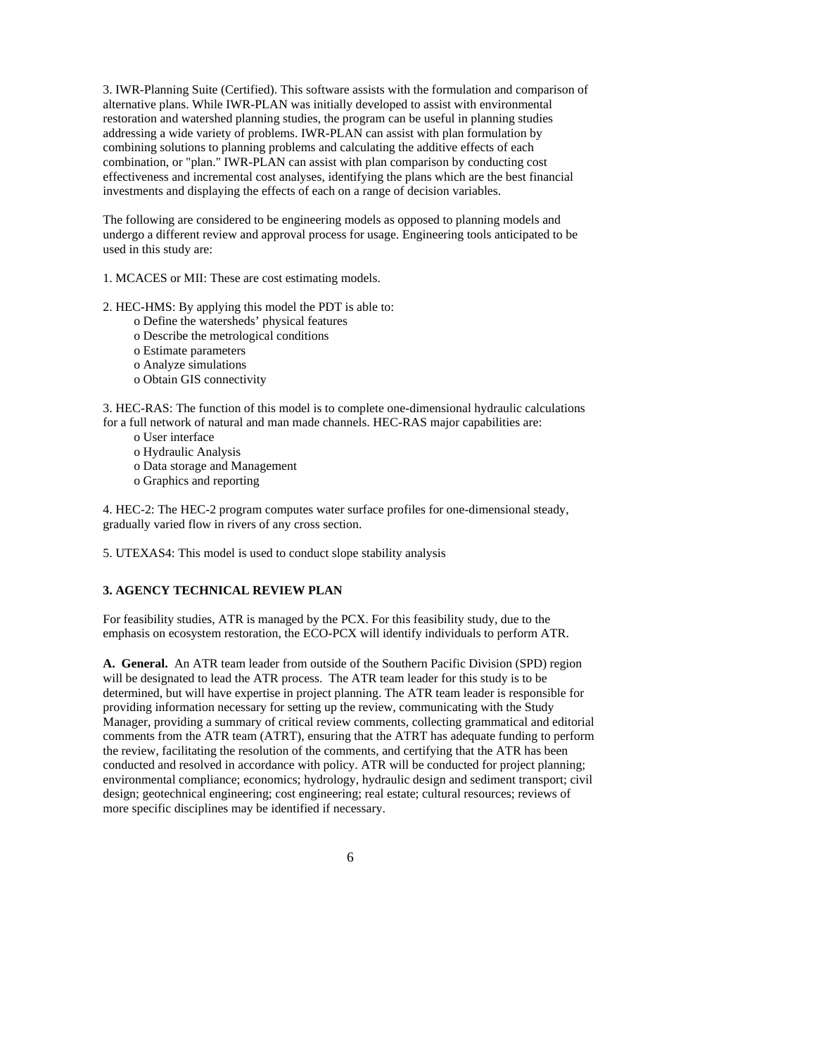3. IWR-Planning Suite (Certified). This software assists with the formulation and comparison of alternative plans. While IWR-PLAN was initially developed to assist with environmental restoration and watershed planning studies, the program can be useful in planning studies addressing a wide variety of problems. IWR-PLAN can assist with plan formulation by combining solutions to planning problems and calculating the additive effects of each combination, or "plan." IWR-PLAN can assist with plan comparison by conducting cost effectiveness and incremental cost analyses, identifying the plans which are the best financial investments and displaying the effects of each on a range of decision variables.

The following are considered to be engineering models as opposed to planning models and undergo a different review and approval process for usage. Engineering tools anticipated to be used in this study are:

1. MCACES or MII: These are cost estimating models.

2. HEC-HMS: By applying this model the PDT is able to:
   - o Define the watersheds' physical features
   - o Describe the metrological conditions
   - o Estimate parameters
   - o Analyze simulations
   - o Obtain GIS connectivity

3. HEC-RAS: The function of this model is to complete one-dimensional hydraulic calculations for a full network of natural and man made channels. HEC-RAS major capabilities are:
   - o User interface
   - o Hydraulic Analysis
   - o Data storage and Management
   - o Graphics and reporting

4. HEC-2: The HEC-2 program computes water surface profiles for one-dimensional steady, gradually varied flow in rivers of any cross section.

5. UTEXAS4: This model is used to conduct slope stability analysis

### 3. AGENCY TECHNICAL REVIEW PLAN

For feasibility studies, ATR is managed by the PCX. For this feasibility study, due to the emphasis on ecosystem restoration, the ECO-PCX will identify individuals to perform ATR.

**A. General.** An ATR team leader from outside of the Southern Pacific Division (SPD) region will be designated to lead the ATR process. The ATR team leader for this study is to be determined, but will have expertise in project planning. The ATR team leader is responsible for providing information necessary for setting up the review, communicating with the Study Manager, providing a summary of critical review comments, collecting grammatical and editorial comments from the ATR team (ATRT), ensuring that the ATRT has adequate funding to perform the review, facilitating the resolution of the comments, and certifying that the ATR has been conducted and resolved in accordance with policy. ATR will be conducted for project planning; environmental compliance; economics; hydrology, hydraulic design and sediment transport; civil design; geotechnical engineering; cost engineering; real estate; cultural resources; reviews of more specific disciplines may be identified if necessary.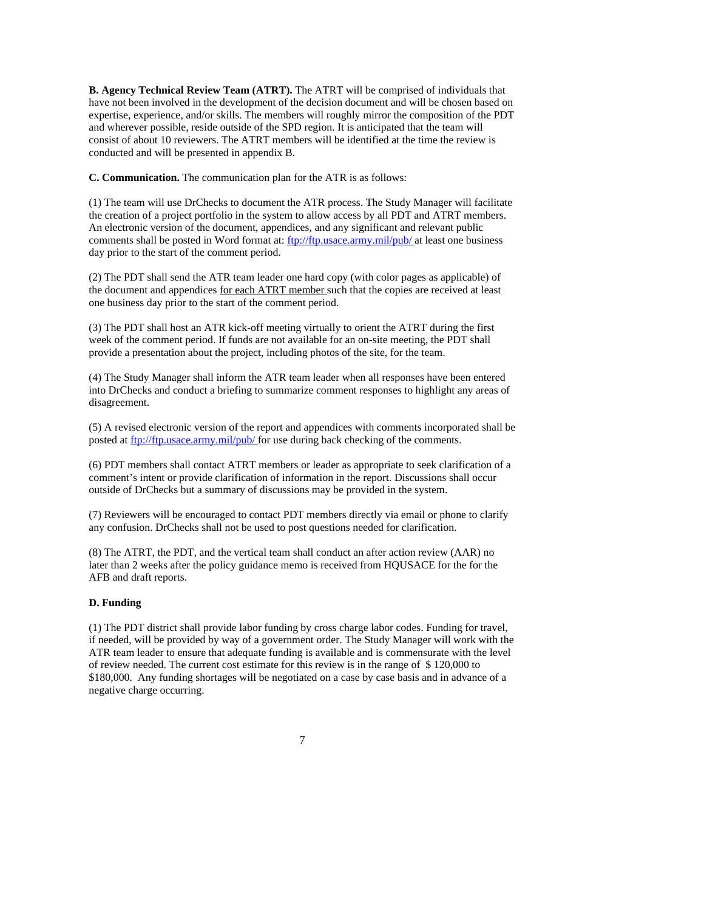**B. Agency Technical Review Team (ATRT).** The ATRT will be comprised of individuals that have not been involved in the development of the decision document and will be chosen based on expertise, experience, and/or skills. The members will roughly mirror the composition of the PDT and wherever possible, reside outside of the SPD region. It is anticipated that the team will consist of about 10 reviewers. The ATRT members will be identified at the time the review is conducted and will be presented in appendix B.

**C. Communication.** The communication plan for the ATR is as follows:

(1) The team will use DrChecks to document the ATR process. The Study Manager will facilitate the creation of a project portfolio in the system to allow access by all PDT and ATRT members. An electronic version of the document, appendices, and any significant and relevant public comments shall be posted in Word format at: [ftp://ftp.usace.army.mil/pub/](ftp://ftp.usace.army.mil/pub/) at least one business day prior to the start of the comment period.

(2) The PDT shall send the ATR team leader one hard copy (with color pages as applicable) of the document and appendices <u>for each ATRT member</u> such that the copies are received at least one business day prior to the start of the comment period.

(3) The PDT shall host an ATR kick-off meeting virtually to orient the ATRT during the first week of the comment period. If funds are not available for an on-site meeting, the PDT shall provide a presentation about the project, including photos of the site, for the team.

(4) The Study Manager shall inform the ATR team leader when all responses have been entered into DrChecks and conduct a briefing to summarize comment responses to highlight any areas of disagreement.

(5) A revised electronic version of the report and appendices with comments incorporated shall be posted at [ftp://ftp.usace.army.mil/pub/](ftp://ftp.usace.army.mil/pub/) for use during back checking of the comments.

(6) PDT members shall contact ATRT members or leader as appropriate to seek clarification of a comment's intent or provide clarification of information in the report. Discussions shall occur outside of DrChecks but a summary of discussions may be provided in the system.

(7) Reviewers will be encouraged to contact PDT members directly via email or phone to clarify any confusion. DrChecks shall not be used to post questions needed for clarification.

(8) The ATRT, the PDT, and the vertical team shall conduct an after action review (AAR) no later than 2 weeks after the policy guidance memo is received from HQUSACE for the for the AFB and draft reports.

**D. Funding**

(1) The PDT district shall provide labor funding by cross charge labor codes. Funding for travel, if needed, will be provided by way of a government order. The Study Manager will work with the ATR team leader to ensure that adequate funding is available and is commensurate with the level of review needed. The current cost estimate for this review is in the range of $ 120,000 to $180,000. Any funding shortages will be negotiated on a case by case basis and in advance of a negative charge occurring.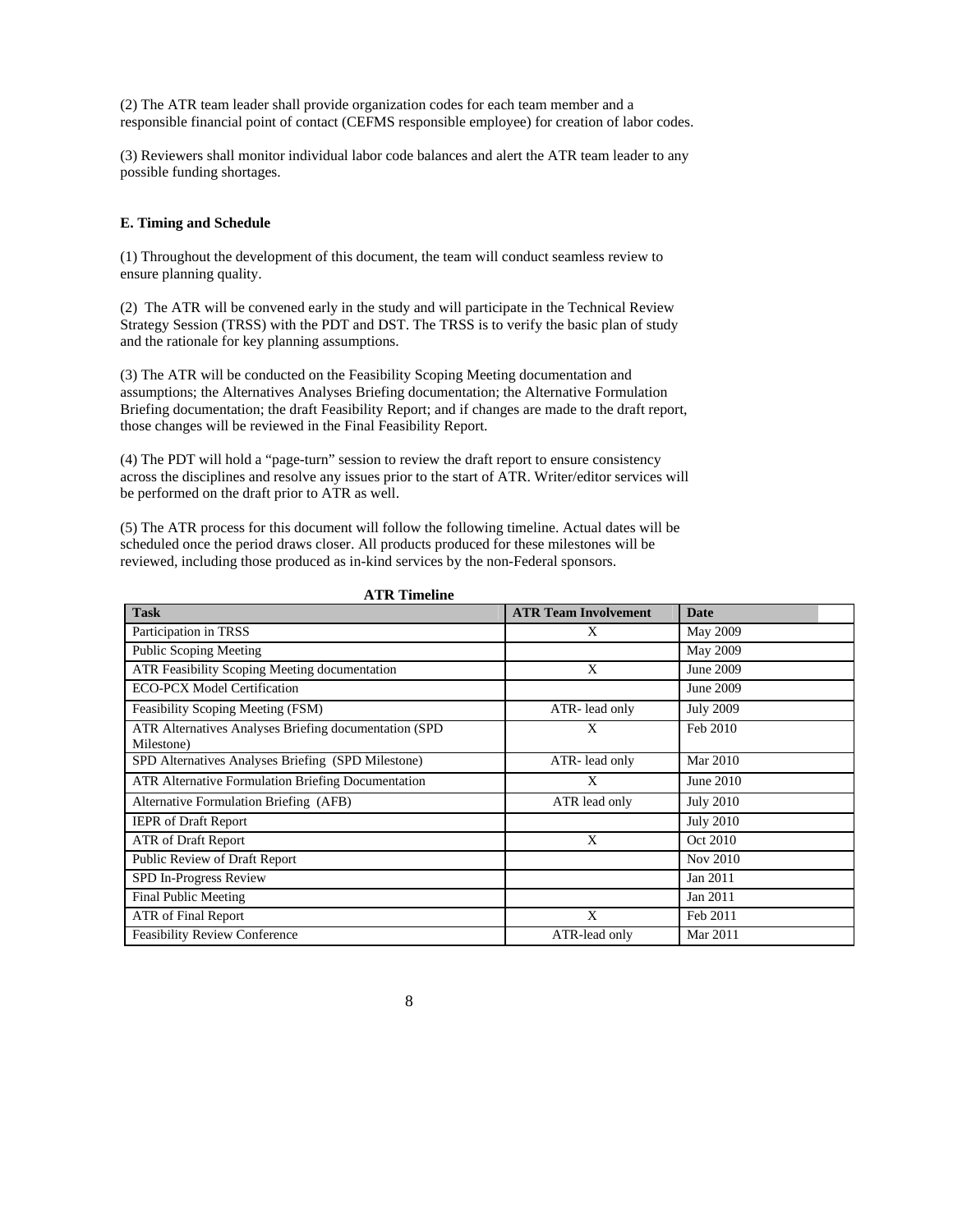(2) The ATR team leader shall provide organization codes for each team member and a responsible financial point of contact (CEFMS responsible employee) for creation of labor codes.

(3) Reviewers shall monitor individual labor code balances and alert the ATR team leader to any possible funding shortages.

**E. Timing and Schedule**

(1) Throughout the development of this document, the team will conduct seamless review to ensure planning quality.

(2) The ATR will be convened early in the study and will participate in the Technical Review Strategy Session (TRSS) with the PDT and DST. The TRSS is to verify the basic plan of study and the rationale for key planning assumptions.

(3) The ATR will be conducted on the Feasibility Scoping Meeting documentation and assumptions; the Alternatives Analyses Briefing documentation; the Alternative Formulation Briefing documentation; the draft Feasibility Report; and if changes are made to the draft report, those changes will be reviewed in the Final Feasibility Report.

(4) The PDT will hold a "page-turn" session to review the draft report to ensure consistency across the disciplines and resolve any issues prior to the start of ATR. Writer/editor services will be performed on the draft prior to ATR as well.

(5) The ATR process for this document will follow the following timeline. Actual dates will be scheduled once the period draws closer. All products produced for these milestones will be reviewed, including those produced as in-kind services by the non-Federal sponsors.

**ATR Timeline**

| Task | ATR Team Involvement | Date |
|---|---|---|
| Participation in TRSS | X | May 2009 |
| Public Scoping Meeting | | May 2009 |
| ATR Feasibility Scoping Meeting documentation | X | June 2009 |
| ECO-PCX Model Certification | | June 2009 |
| Feasibility Scoping Meeting (FSM) | ATR- lead only | July 2009 |
| ATR Alternatives Analyses Briefing documentation (SPD Milestone) | X | Feb 2010 |
| SPD Alternatives Analyses Briefing (SPD Milestone) | ATR- lead only | Mar 2010 |
| ATR Alternative Formulation Briefing Documentation | X | June 2010 |
| Alternative Formulation Briefing (AFB) | ATR lead only | July 2010 |
| IEPR of Draft Report | | July 2010 |
| ATR of Draft Report | X | Oct 2010 |
| Public Review of Draft Report | | Nov 2010 |
| SPD In-Progress Review | | Jan 2011 |
| Final Public Meeting | | Jan 2011 |
| ATR of Final Report | X | Feb 2011 |
| Feasibility Review Conference | ATR-lead only | Mar 2011 |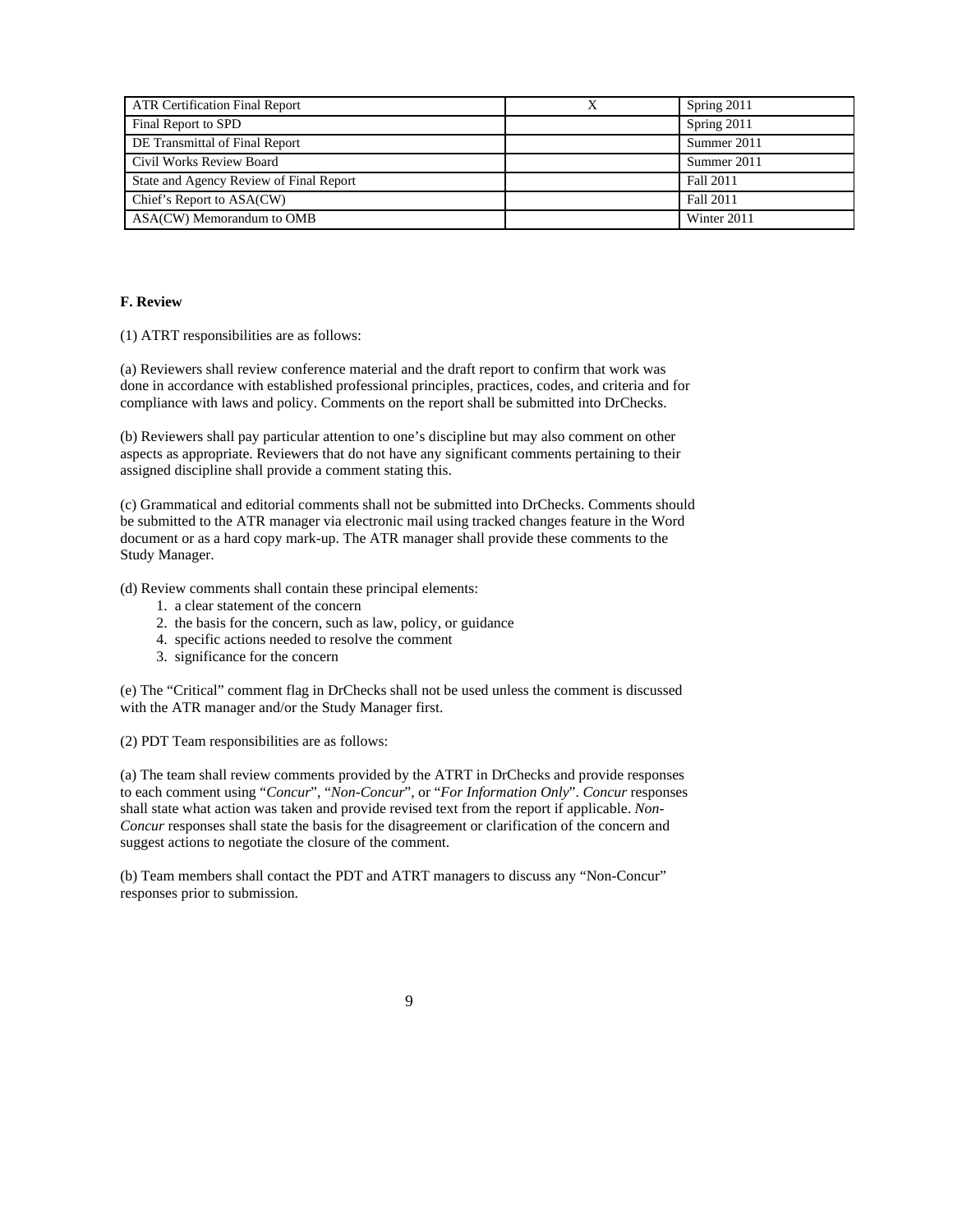| ATR Certification Final Report | X | Spring 2011 |
|---|---|---|
| Final Report to SPD | | Spring 2011 |
| DE Transmittal of Final Report | | Summer 2011 |
| Civil Works Review Board | | Summer 2011 |
| State and Agency Review of Final Report | | Fall 2011 |
| Chief's Report to ASA(CW) | | Fall 2011 |
| ASA(CW) Memorandum to OMB | | Winter 2011 |

**F. Review**

(1) ATRT responsibilities are as follows:

(a) Reviewers shall review conference material and the draft report to confirm that work was done in accordance with established professional principles, practices, codes, and criteria and for compliance with laws and policy. Comments on the report shall be submitted into DrChecks.

(b) Reviewers shall pay particular attention to one's discipline but may also comment on other aspects as appropriate. Reviewers that do not have any significant comments pertaining to their assigned discipline shall provide a comment stating this.

(c) Grammatical and editorial comments shall not be submitted into DrChecks. Comments should be submitted to the ATR manager via electronic mail using tracked changes feature in the Word document or as a hard copy mark-up. The ATR manager shall provide these comments to the Study Manager.

(d) Review comments shall contain these principal elements:

1. a clear statement of the concern
2. the basis for the concern, such as law, policy, or guidance
4. specific actions needed to resolve the comment
3. significance for the concern

(e) The "Critical" comment flag in DrChecks shall not be used unless the comment is discussed with the ATR manager and/or the Study Manager first.

(2) PDT Team responsibilities are as follows:

(a) The team shall review comments provided by the ATRT in DrChecks and provide responses to each comment using "*Concur*", "*Non-Concur*", or "*For Information Only*". *Concur* responses shall state what action was taken and provide revised text from the report if applicable. *Non-Concur* responses shall state the basis for the disagreement or clarification of the concern and suggest actions to negotiate the closure of the comment.

(b) Team members shall contact the PDT and ATRT managers to discuss any "Non-Concur" responses prior to submission.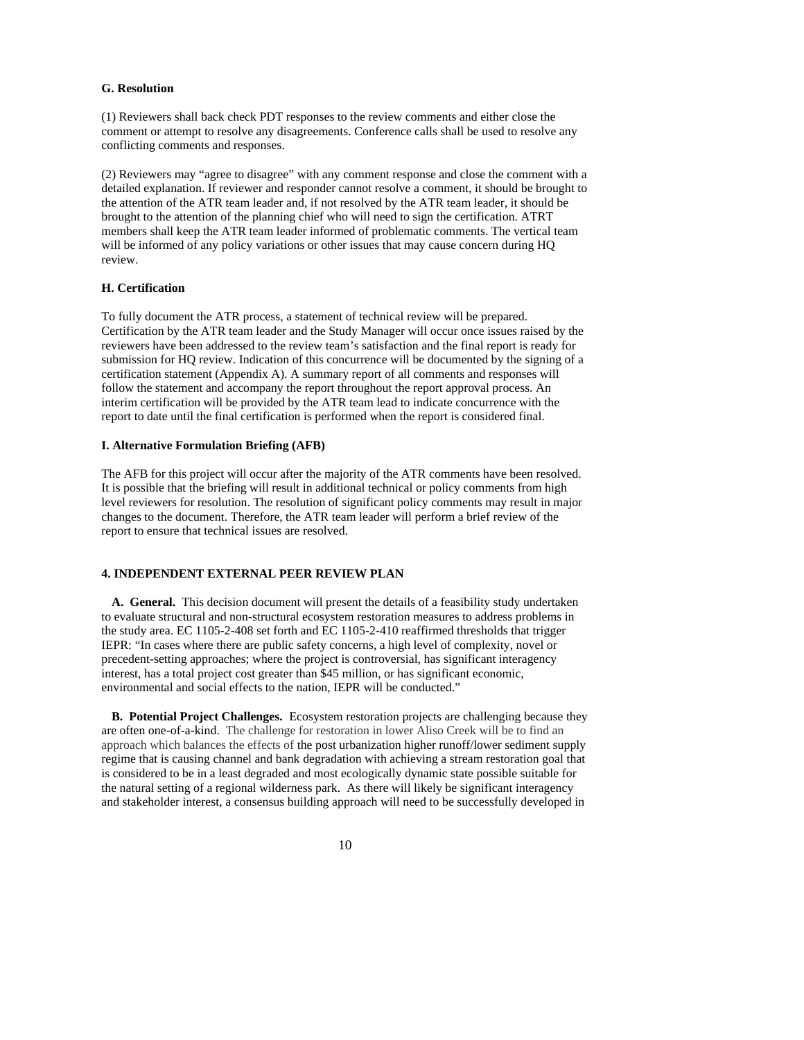### G. Resolution

(1) Reviewers shall back check PDT responses to the review comments and either close the comment or attempt to resolve any disagreements. Conference calls shall be used to resolve any conflicting comments and responses.

(2) Reviewers may "agree to disagree" with any comment response and close the comment with a detailed explanation. If reviewer and responder cannot resolve a comment, it should be brought to the attention of the ATR team leader and, if not resolved by the ATR team leader, it should be brought to the attention of the planning chief who will need to sign the certification. ATRT members shall keep the ATR team leader informed of problematic comments. The vertical team will be informed of any policy variations or other issues that may cause concern during HQ review.

### H. Certification

To fully document the ATR process, a statement of technical review will be prepared. Certification by the ATR team leader and the Study Manager will occur once issues raised by the reviewers have been addressed to the review team's satisfaction and the final report is ready for submission for HQ review. Indication of this concurrence will be documented by the signing of a certification statement (Appendix A). A summary report of all comments and responses will follow the statement and accompany the report throughout the report approval process. An interim certification will be provided by the ATR team lead to indicate concurrence with the report to date until the final certification is performed when the report is considered final.

### I. Alternative Formulation Briefing (AFB)

The AFB for this project will occur after the majority of the ATR comments have been resolved. It is possible that the briefing will result in additional technical or policy comments from high level reviewers for resolution. The resolution of significant policy comments may result in major changes to the document. Therefore, the ATR team leader will perform a brief review of the report to ensure that technical issues are resolved.

## 4. INDEPENDENT EXTERNAL PEER REVIEW PLAN

**A. General.** This decision document will present the details of a feasibility study undertaken to evaluate structural and non-structural ecosystem restoration measures to address problems in the study area. EC 1105-2-408 set forth and EC 1105-2-410 reaffirmed thresholds that trigger IEPR: "In cases where there are public safety concerns, a high level of complexity, novel or precedent-setting approaches; where the project is controversial, has significant interagency interest, has a total project cost greater than $45 million, or has significant economic, environmental and social effects to the nation, IEPR will be conducted."

**B. Potential Project Challenges.** Ecosystem restoration projects are challenging because they are often one-of-a-kind. The challenge for restoration in lower Aliso Creek will be to find an approach which balances the effects of the post urbanization higher runoff/lower sediment supply regime that is causing channel and bank degradation with achieving a stream restoration goal that is considered to be in a least degraded and most ecologically dynamic state possible suitable for the natural setting of a regional wilderness park. As there will likely be significant interagency and stakeholder interest, a consensus building approach will need to be successfully developed in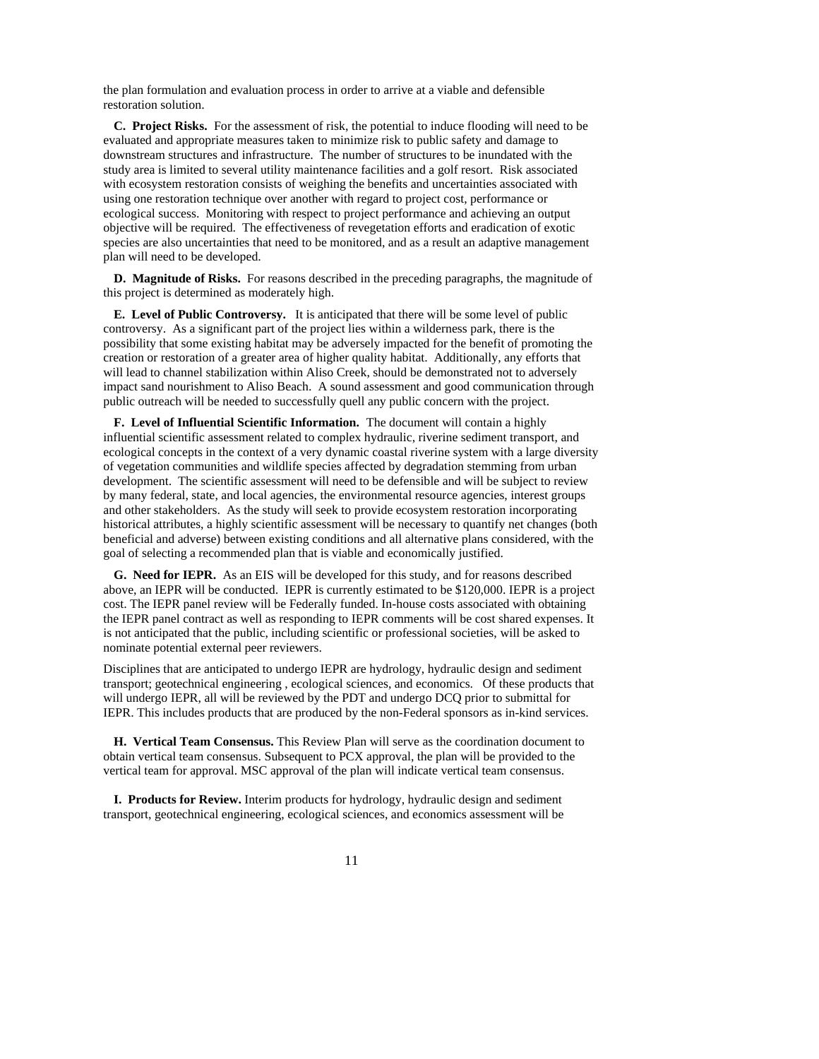the plan formulation and evaluation process in order to arrive at a viable and defensible restoration solution.

**C. Project Risks.** For the assessment of risk, the potential to induce flooding will need to be evaluated and appropriate measures taken to minimize risk to public safety and damage to downstream structures and infrastructure. The number of structures to be inundated with the study area is limited to several utility maintenance facilities and a golf resort. Risk associated with ecosystem restoration consists of weighing the benefits and uncertainties associated with using one restoration technique over another with regard to project cost, performance or ecological success. Monitoring with respect to project performance and achieving an output objective will be required. The effectiveness of revegetation efforts and eradication of exotic species are also uncertainties that need to be monitored, and as a result an adaptive management plan will need to be developed.

**D. Magnitude of Risks.** For reasons described in the preceding paragraphs, the magnitude of this project is determined as moderately high.

**E. Level of Public Controversy.** It is anticipated that there will be some level of public controversy. As a significant part of the project lies within a wilderness park, there is the possibility that some existing habitat may be adversely impacted for the benefit of promoting the creation or restoration of a greater area of higher quality habitat. Additionally, any efforts that will lead to channel stabilization within Aliso Creek, should be demonstrated not to adversely impact sand nourishment to Aliso Beach. A sound assessment and good communication through public outreach will be needed to successfully quell any public concern with the project.

**F. Level of Influential Scientific Information.** The document will contain a highly influential scientific assessment related to complex hydraulic, riverine sediment transport, and ecological concepts in the context of a very dynamic coastal riverine system with a large diversity of vegetation communities and wildlife species affected by degradation stemming from urban development. The scientific assessment will need to be defensible and will be subject to review by many federal, state, and local agencies, the environmental resource agencies, interest groups and other stakeholders. As the study will seek to provide ecosystem restoration incorporating historical attributes, a highly scientific assessment will be necessary to quantify net changes (both beneficial and adverse) between existing conditions and all alternative plans considered, with the goal of selecting a recommended plan that is viable and economically justified.

**G. Need for IEPR.** As an EIS will be developed for this study, and for reasons described above, an IEPR will be conducted. IEPR is currently estimated to be $120,000. IEPR is a project cost. The IEPR panel review will be Federally funded. In-house costs associated with obtaining the IEPR panel contract as well as responding to IEPR comments will be cost shared expenses. It is not anticipated that the public, including scientific or professional societies, will be asked to nominate potential external peer reviewers.

Disciplines that are anticipated to undergo IEPR are hydrology, hydraulic design and sediment transport; geotechnical engineering , ecological sciences, and economics. Of these products that will undergo IEPR, all will be reviewed by the PDT and undergo DCQ prior to submittal for IEPR. This includes products that are produced by the non-Federal sponsors as in-kind services.

**H. Vertical Team Consensus.** This Review Plan will serve as the coordination document to obtain vertical team consensus. Subsequent to PCX approval, the plan will be provided to the vertical team for approval. MSC approval of the plan will indicate vertical team consensus.

**I. Products for Review.** Interim products for hydrology, hydraulic design and sediment transport, geotechnical engineering, ecological sciences, and economics assessment will be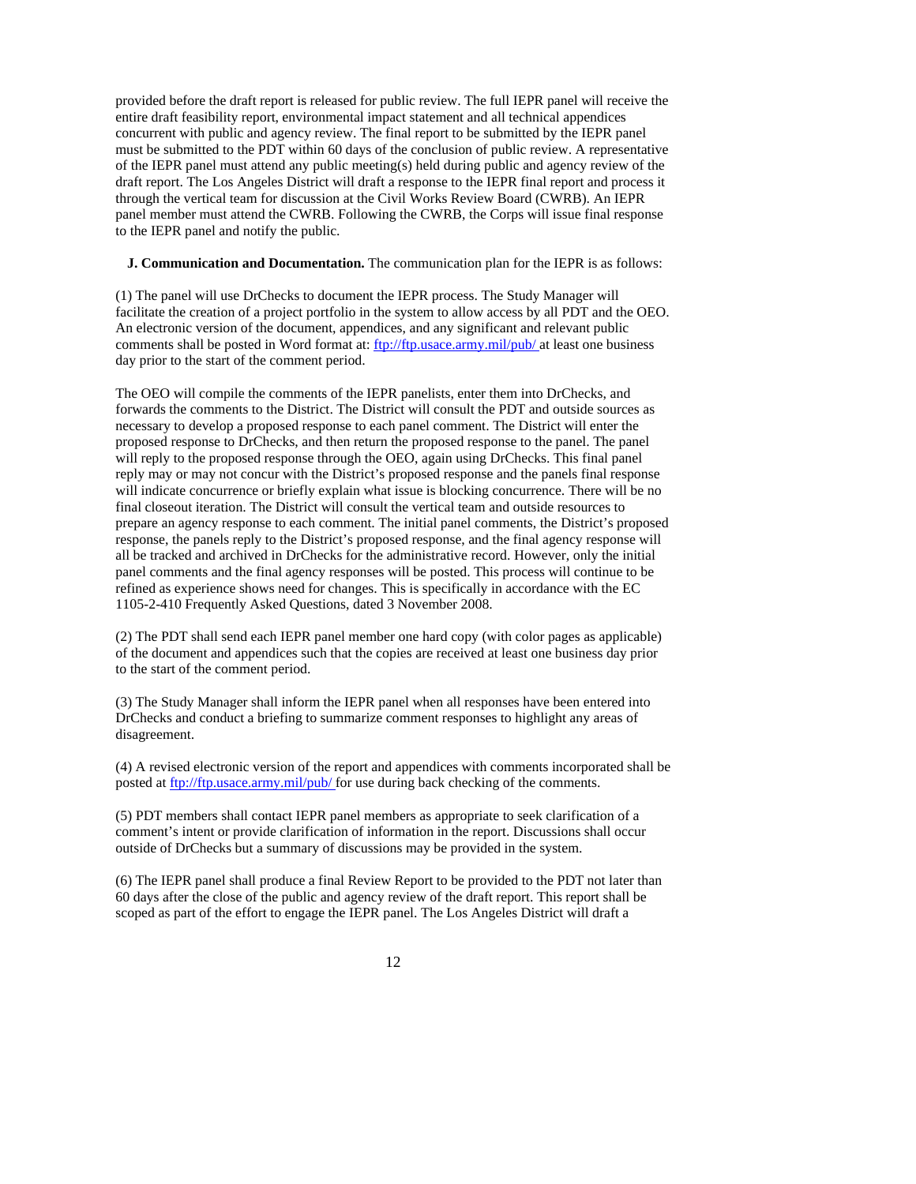provided before the draft report is released for public review. The full IEPR panel will receive the entire draft feasibility report, environmental impact statement and all technical appendices concurrent with public and agency review. The final report to be submitted by the IEPR panel must be submitted to the PDT within 60 days of the conclusion of public review. A representative of the IEPR panel must attend any public meeting(s) held during public and agency review of the draft report. The Los Angeles District will draft a response to the IEPR final report and process it through the vertical team for discussion at the Civil Works Review Board (CWRB). An IEPR panel member must attend the CWRB. Following the CWRB, the Corps will issue final response to the IEPR panel and notify the public.

**J. Communication and Documentation.** The communication plan for the IEPR is as follows:

(1) The panel will use DrChecks to document the IEPR process. The Study Manager will facilitate the creation of a project portfolio in the system to allow access by all PDT and the OEO. An electronic version of the document, appendices, and any significant and relevant public comments shall be posted in Word format at: [ftp://ftp.usace.army.mil/pub/](ftp://ftp.usace.army.mil/pub/) at least one business day prior to the start of the comment period.

The OEO will compile the comments of the IEPR panelists, enter them into DrChecks, and forwards the comments to the District. The District will consult the PDT and outside sources as necessary to develop a proposed response to each panel comment. The District will enter the proposed response to DrChecks, and then return the proposed response to the panel. The panel will reply to the proposed response through the OEO, again using DrChecks. This final panel reply may or may not concur with the District's proposed response and the panels final response will indicate concurrence or briefly explain what issue is blocking concurrence. There will be no final closeout iteration. The District will consult the vertical team and outside resources to prepare an agency response to each comment. The initial panel comments, the District's proposed response, the panels reply to the District's proposed response, and the final agency response will all be tracked and archived in DrChecks for the administrative record. However, only the initial panel comments and the final agency responses will be posted. This process will continue to be refined as experience shows need for changes. This is specifically in accordance with the EC 1105-2-410 Frequently Asked Questions, dated 3 November 2008.

(2) The PDT shall send each IEPR panel member one hard copy (with color pages as applicable) of the document and appendices such that the copies are received at least one business day prior to the start of the comment period.

(3) The Study Manager shall inform the IEPR panel when all responses have been entered into DrChecks and conduct a briefing to summarize comment responses to highlight any areas of disagreement.

(4) A revised electronic version of the report and appendices with comments incorporated shall be posted at [ftp://ftp.usace.army.mil/pub/](ftp://ftp.usace.army.mil/pub/) for use during back checking of the comments.

(5) PDT members shall contact IEPR panel members as appropriate to seek clarification of a comment's intent or provide clarification of information in the report. Discussions shall occur outside of DrChecks but a summary of discussions may be provided in the system.

(6) The IEPR panel shall produce a final Review Report to be provided to the PDT not later than 60 days after the close of the public and agency review of the draft report. This report shall be scoped as part of the effort to engage the IEPR panel. The Los Angeles District will draft a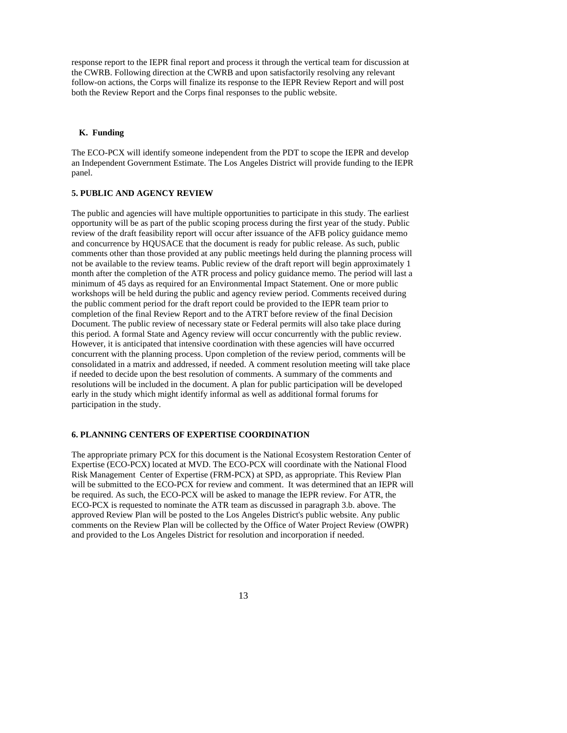response report to the IEPR final report and process it through the vertical team for discussion at the CWRB. Following direction at the CWRB and upon satisfactorily resolving any relevant follow-on actions, the Corps will finalize its response to the IEPR Review Report and will post both the Review Report and the Corps final responses to the public website.

### K. Funding

The ECO-PCX will identify someone independent from the PDT to scope the IEPR and develop an Independent Government Estimate. The Los Angeles District will provide funding to the IEPR panel.

## 5. PUBLIC AND AGENCY REVIEW

The public and agencies will have multiple opportunities to participate in this study. The earliest opportunity will be as part of the public scoping process during the first year of the study. Public review of the draft feasibility report will occur after issuance of the AFB policy guidance memo and concurrence by HQUSACE that the document is ready for public release. As such, public comments other than those provided at any public meetings held during the planning process will not be available to the review teams. Public review of the draft report will begin approximately 1 month after the completion of the ATR process and policy guidance memo. The period will last a minimum of 45 days as required for an Environmental Impact Statement. One or more public workshops will be held during the public and agency review period. Comments received during the public comment period for the draft report could be provided to the IEPR team prior to completion of the final Review Report and to the ATRT before review of the final Decision Document. The public review of necessary state or Federal permits will also take place during this period. A formal State and Agency review will occur concurrently with the public review. However, it is anticipated that intensive coordination with these agencies will have occurred concurrent with the planning process. Upon completion of the review period, comments will be consolidated in a matrix and addressed, if needed. A comment resolution meeting will take place if needed to decide upon the best resolution of comments. A summary of the comments and resolutions will be included in the document. A plan for public participation will be developed early in the study which might identify informal as well as additional formal forums for participation in the study.

## 6. PLANNING CENTERS OF EXPERTISE COORDINATION

The appropriate primary PCX for this document is the National Ecosystem Restoration Center of Expertise (ECO-PCX) located at MVD. The ECO-PCX will coordinate with the National Flood Risk Management Center of Expertise (FRM-PCX) at SPD, as appropriate. This Review Plan will be submitted to the ECO-PCX for review and comment. It was determined that an IEPR will be required. As such, the ECO-PCX will be asked to manage the IEPR review. For ATR, the ECO-PCX is requested to nominate the ATR team as discussed in paragraph 3.b. above. The approved Review Plan will be posted to the Los Angeles District's public website. Any public comments on the Review Plan will be collected by the Office of Water Project Review (OWPR) and provided to the Los Angeles District for resolution and incorporation if needed.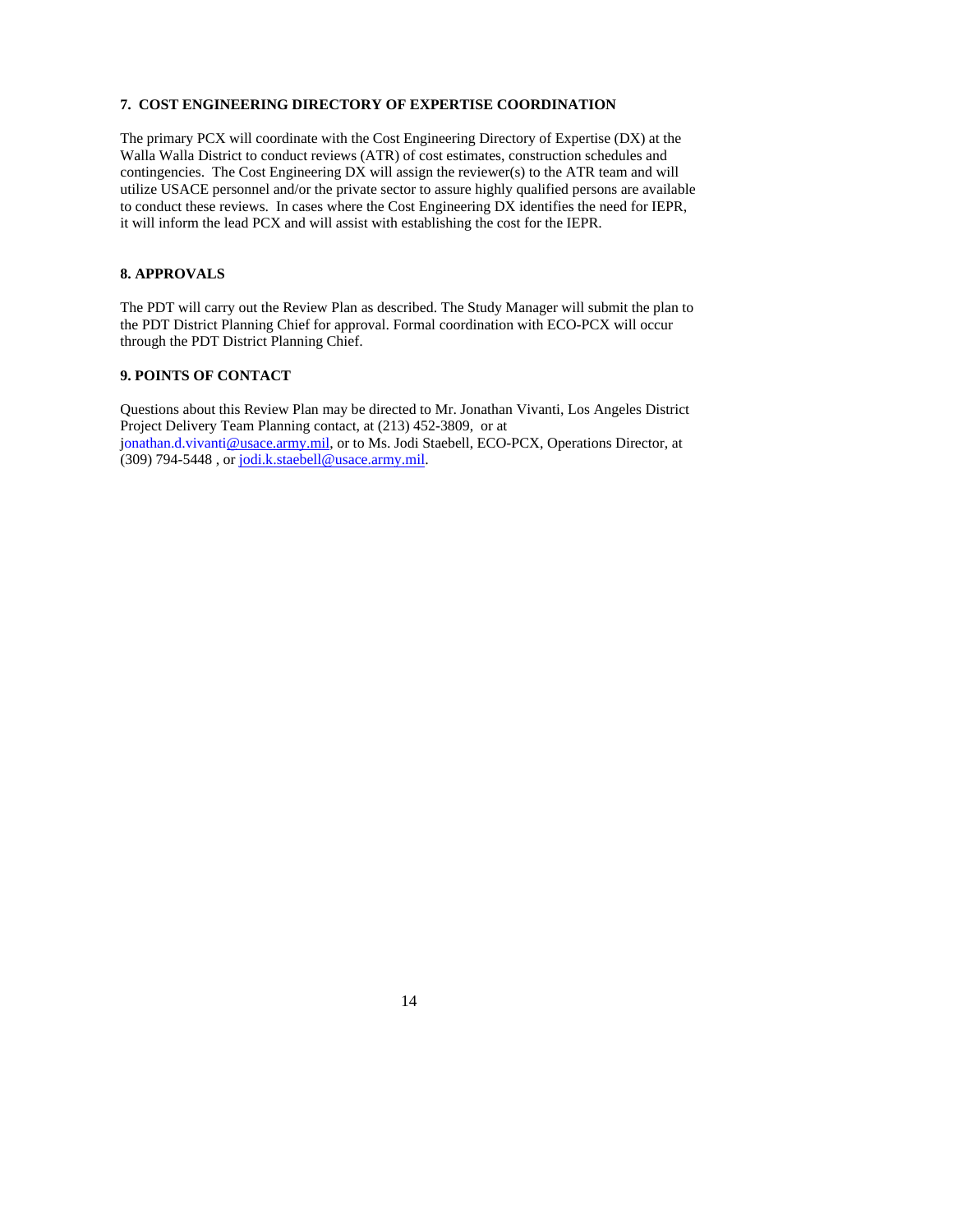## 7. COST ENGINEERING DIRECTORY OF EXPERTISE COORDINATION

The primary PCX will coordinate with the Cost Engineering Directory of Expertise (DX) at the Walla Walla District to conduct reviews (ATR) of cost estimates, construction schedules and contingencies. The Cost Engineering DX will assign the reviewer(s) to the ATR team and will utilize USACE personnel and/or the private sector to assure highly qualified persons are available to conduct these reviews. In cases where the Cost Engineering DX identifies the need for IEPR, it will inform the lead PCX and will assist with establishing the cost for the IEPR.

## 8. APPROVALS

The PDT will carry out the Review Plan as described. The Study Manager will submit the plan to the PDT District Planning Chief for approval. Formal coordination with ECO-PCX will occur through the PDT District Planning Chief.

## 9. POINTS OF CONTACT

Questions about this Review Plan may be directed to Mr. Jonathan Vivanti, Los Angeles District Project Delivery Team Planning contact, at (213) 452-3809, or at jonathan.d.vivanti@usace.army.mil, or to Ms. Jodi Staebell, ECO-PCX, Operations Director, at (309) 794-5448 , or jodi.k.staebell@usace.army.mil.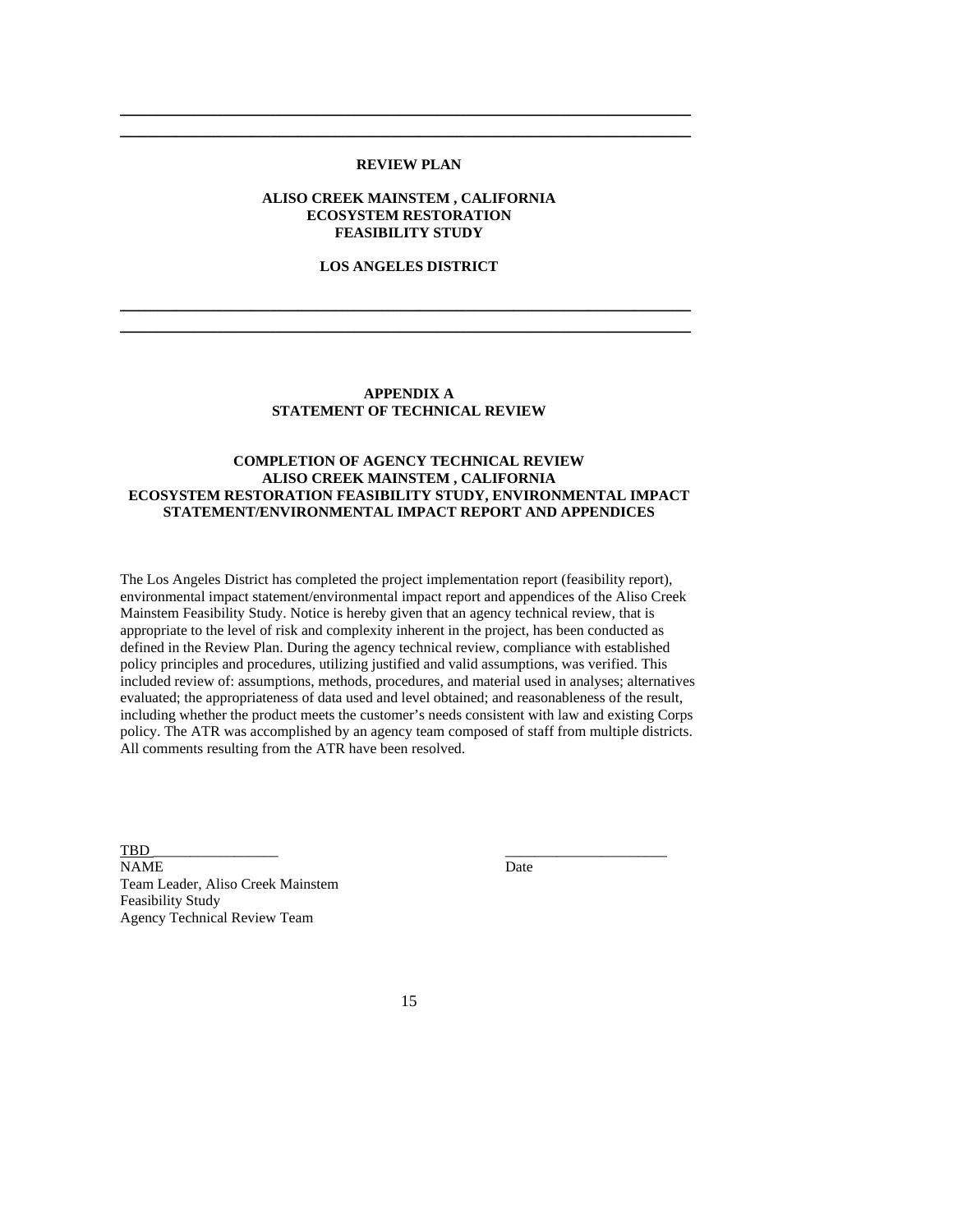---

**REVIEW PLAN**

**ALISO CREEK MAINSTEM , CALIFORNIA**
**ECOSYSTEM RESTORATION**
**FEASIBILITY STUDY**

**LOS ANGELES DISTRICT**

---

## APPENDIX A
## STATEMENT OF TECHNICAL REVIEW

### COMPLETION OF AGENCY TECHNICAL REVIEW
### ALISO CREEK MAINSTEM , CALIFORNIA
### ECOSYSTEM RESTORATION FEASIBILITY STUDY, ENVIRONMENTAL IMPACT STATEMENT/ENVIRONMENTAL IMPACT REPORT AND APPENDICES

The Los Angeles District has completed the project implementation report (feasibility report), environmental impact statement/environmental impact report and appendices of the Aliso Creek Mainstem Feasibility Study. Notice is hereby given that an agency technical review, that is appropriate to the level of risk and complexity inherent in the project, has been conducted as defined in the Review Plan. During the agency technical review, compliance with established policy principles and procedures, utilizing justified and valid assumptions, was verified. This included review of: assumptions, methods, procedures, and material used in analyses; alternatives evaluated; the appropriateness of data used and level obtained; and reasonableness of the result, including whether the product meets the customer's needs consistent with law and existing Corps policy. The ATR was accomplished by an agency team composed of staff from multiple districts. All comments resulting from the ATR have been resolved.

TBD_________________ &nbsp;&nbsp;&nbsp;&nbsp;&nbsp;&nbsp;&nbsp;&nbsp;&nbsp;&nbsp;&nbsp;&nbsp;&nbsp;&nbsp;&nbsp;&nbsp;&nbsp;&nbsp;&nbsp;&nbsp;______________________
NAME &nbsp;&nbsp;&nbsp;&nbsp;&nbsp;&nbsp;&nbsp;&nbsp;&nbsp;&nbsp;&nbsp;&nbsp;&nbsp;&nbsp;&nbsp;&nbsp;&nbsp;&nbsp;&nbsp;&nbsp;&nbsp;&nbsp;&nbsp;&nbsp;&nbsp;&nbsp;&nbsp;&nbsp;&nbsp;&nbsp;&nbsp;&nbsp;&nbsp;&nbsp;&nbsp;&nbsp;&nbsp;&nbsp;&nbsp;&nbsp;&nbsp;&nbsp;&nbsp;&nbsp;&nbsp;&nbsp;&nbsp;&nbsp;Date
Team Leader, Aliso Creek Mainstem
Feasibility Study
Agency Technical Review Team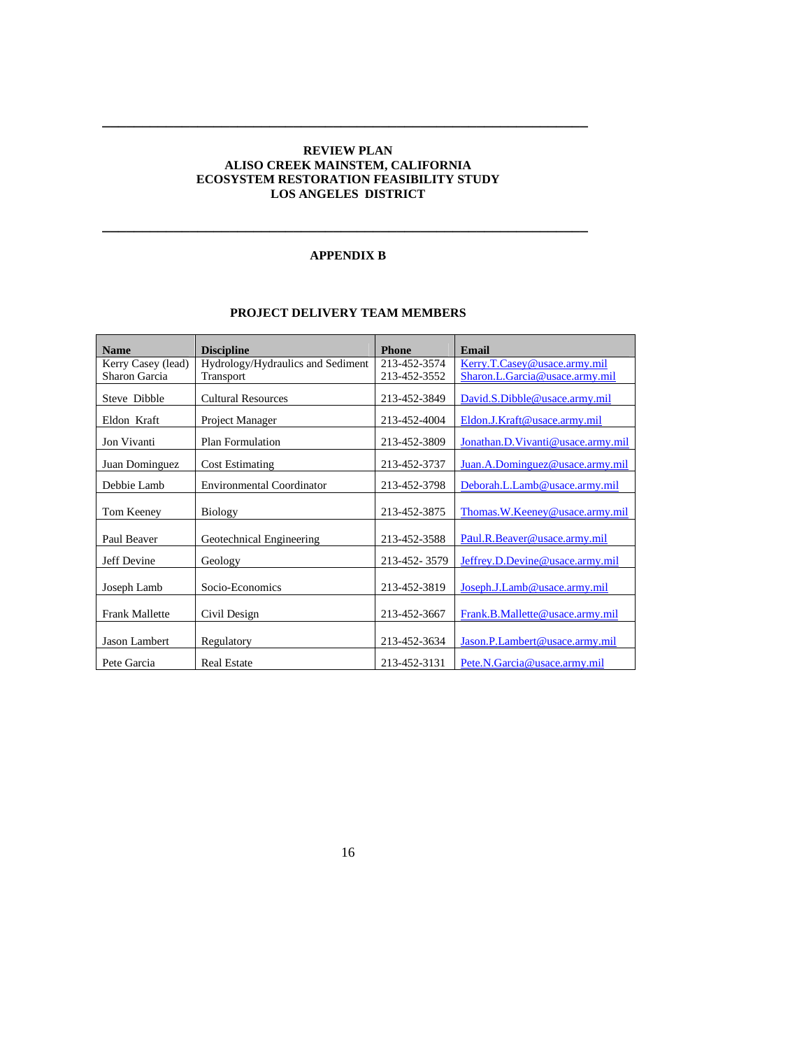**REVIEW PLAN**
**ALISO CREEK MAINSTEM, CALIFORNIA**
**ECOSYSTEM RESTORATION FEASIBILITY STUDY**
**LOS ANGELES DISTRICT**

---

## APPENDIX B

### PROJECT DELIVERY TEAM MEMBERS

| Name | Discipline | Phone | Email |
|---|---|---|---|
| Kerry Casey (lead)<br>Sharon Garcia | Hydrology/Hydraulics and Sediment Transport | 213-452-3574<br>213-452-3552 | Kerry.T.Casey@usace.army.mil<br>Sharon.L.Garcia@usace.army.mil |
| Steve Dibble | Cultural Resources | 213-452-3849 | David.S.Dibble@usace.army.mil |
| Eldon Kraft | Project Manager | 213-452-4004 | Eldon.J.Kraft@usace.army.mil |
| Jon Vivanti | Plan Formulation | 213-452-3809 | Jonathan.D.Vivanti@usace.army.mil |
| Juan Dominguez | Cost Estimating | 213-452-3737 | Juan.A.Dominguez@usace.army.mil |
| Debbie Lamb | Environmental Coordinator | 213-452-3798 | Deborah.L.Lamb@usace.army.mil |
| Tom Keeney | Biology | 213-452-3875 | Thomas.W.Keeney@usace.army.mil |
| Paul Beaver | Geotechnical Engineering | 213-452-3588 | Paul.R.Beaver@usace.army.mil |
| Jeff Devine | Geology | 213-452- 3579 | Jeffrey.D.Devine@usace.army.mil |
| Joseph Lamb | Socio-Economics | 213-452-3819 | Joseph.J.Lamb@usace.army.mil |
| Frank Mallette | Civil Design | 213-452-3667 | Frank.B.Mallette@usace.army.mil |
| Jason Lambert | Regulatory | 213-452-3634 | Jason.P.Lambert@usace.army.mil |
| Pete Garcia | Real Estate | 213-452-3131 | Pete.N.Garcia@usace.army.mil |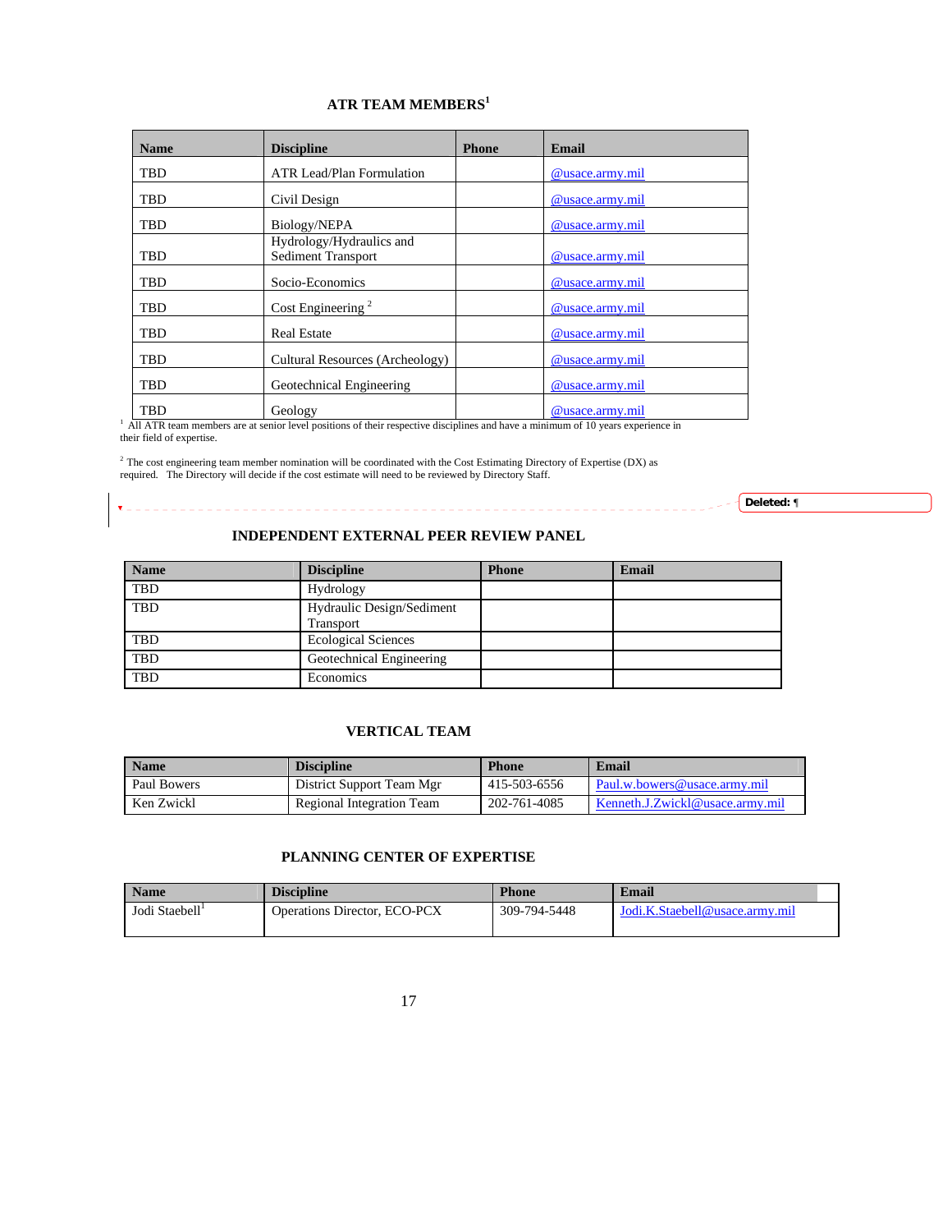### ATR TEAM MEMBERS[1]

| Name | Discipline | Phone | Email |
|---|---|---|---|
| TBD | ATR Lead/Plan Formulation | | @usace.army.mil |
| TBD | Civil Design | | @usace.army.mil |
| TBD | Biology/NEPA | | @usace.army.mil |
| TBD | Hydrology/Hydraulics and Sediment Transport | | @usace.army.mil |
| TBD | Socio-Economics | | @usace.army.mil |
| TBD | Cost Engineering [2] | | @usace.army.mil |
| TBD | Real Estate | | @usace.army.mil |
| TBD | Cultural Resources (Archeology) | | @usace.army.mil |
| TBD | Geotechnical Engineering | | @usace.army.mil |
| TBD | Geology | | @usace.army.mil |

[1] All ATR team members are at senior level positions of their respective disciplines and have a minimum of 10 years experience in their field of expertise.

[2] The cost engineering team member nomination will be coordinated with the Cost Estimating Directory of Expertise (DX) as required. The Directory will decide if the cost estimate will need to be reviewed by Directory Staff.

### INDEPENDENT EXTERNAL PEER REVIEW PANEL

| Name | Discipline | Phone | Email |
|---|---|---|---|
| TBD | Hydrology | | |
| TBD | Hydraulic Design/Sediment Transport | | |
| TBD | Ecological Sciences | | |
| TBD | Geotechnical Engineering | | |
| TBD | Economics | | |

### VERTICAL TEAM

| Name | Discipline | Phone | Email |
|---|---|---|---|
| Paul Bowers | District Support Team Mgr | 415-503-6556 | Paul.w.bowers@usace.army.mil |
| Ken Zwickl | Regional Integration Team | 202-761-4085 | Kenneth.J.Zwickl@usace.army.mil |

### PLANNING CENTER OF EXPERTISE

| Name | Discipline | Phone | Email |
|---|---|---|---|
| Jodi Staebell[1] | Operations Director, ECO-PCX | 309-794-5448 | Jodi.K.Staebell@usace.army.mil |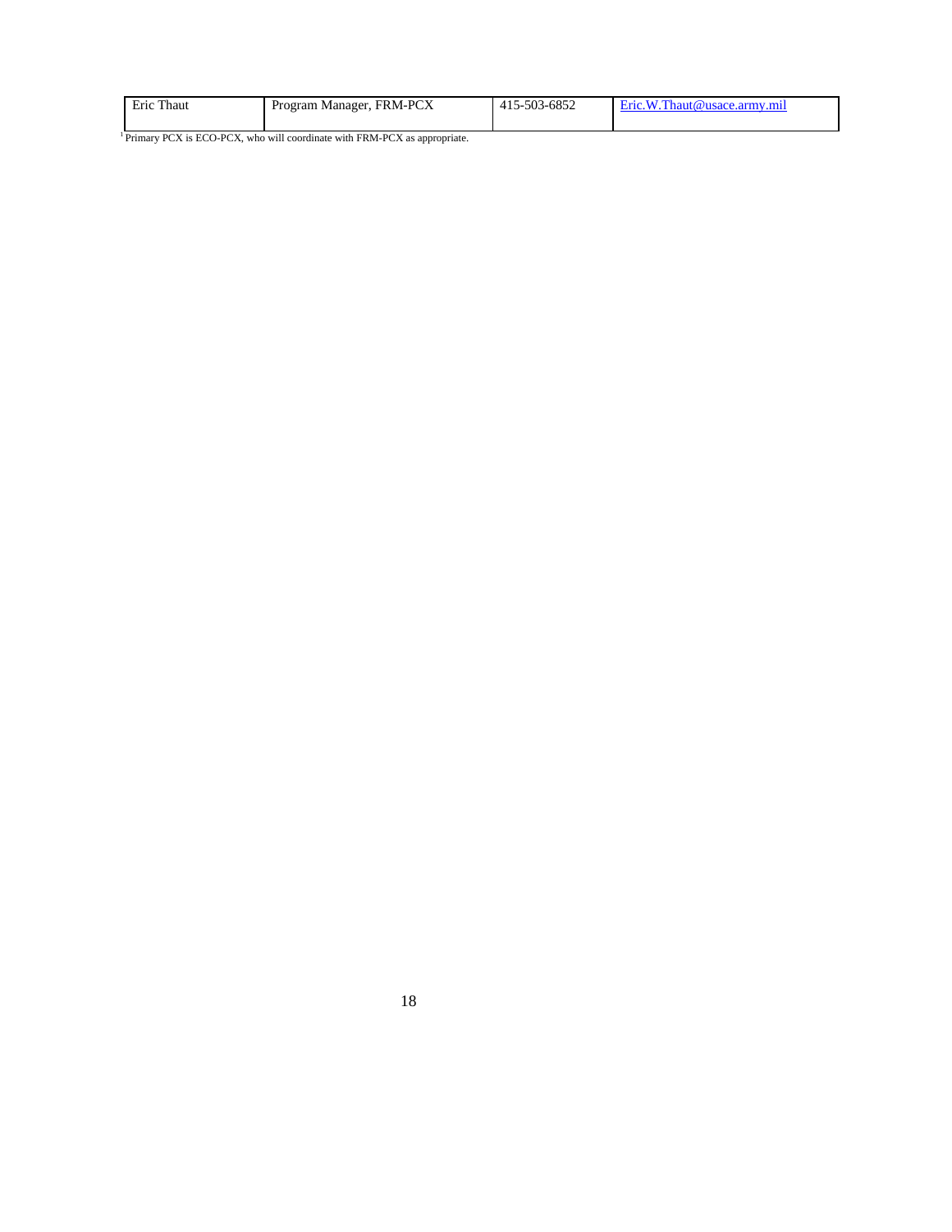| | | | |
|---|---|---|---|
| Eric Thaut | Program Manager, FRM-PCX | 415-503-6852 | Eric.W.Thaut@usace.army.mil |

[1] Primary PCX is ECO-PCX, who will coordinate with FRM-PCX as appropriate.